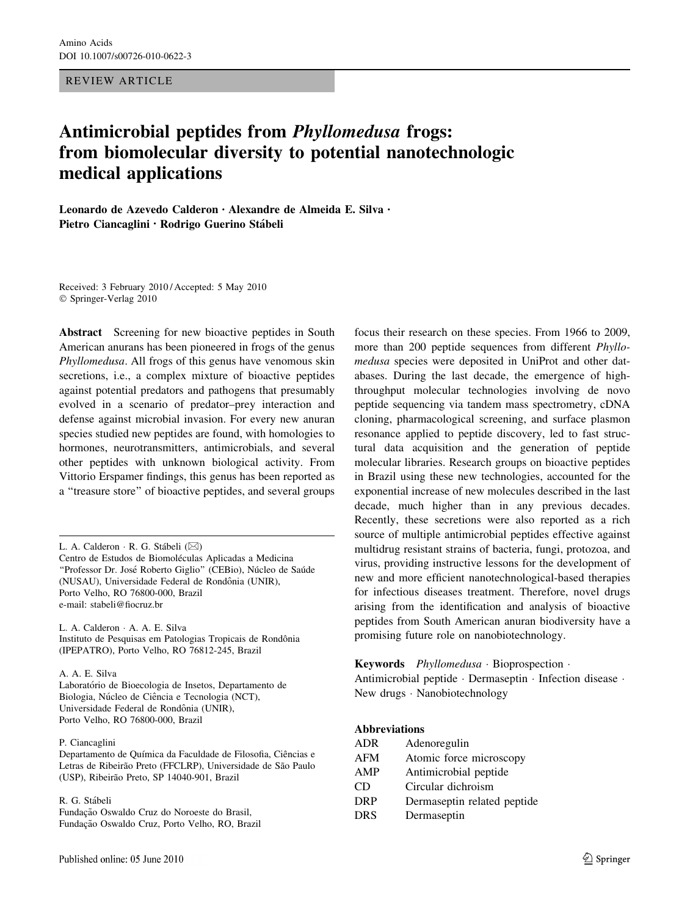Amino Acids
DOI 10.1007/s00726-010-0622-3

REVIEW ARTICLE

# Antimicrobial peptides from *Phyllomedusa* frogs: from biomolecular diversity to potential nanotechnologic medical applications

**Leonardo de Azevedo Calderon · Alexandre de Almeida E. Silva · Pietro Ciancaglini · Rodrigo Guerino Stábeli**

Received: 3 February 2010 / Accepted: 5 May 2010
© Springer-Verlag 2010

**Abstract** Screening for new bioactive peptides in South American anurans has been pioneered in frogs of the genus *Phyllomedusa*. All frogs of this genus have venomous skin secretions, i.e., a complex mixture of bioactive peptides against potential predators and pathogens that presumably evolved in a scenario of predator–prey interaction and defense against microbial invasion. For every new anuran species studied new peptides are found, with homologies to hormones, neurotransmitters, antimicrobials, and several other peptides with unknown biological activity. From Vittorio Erspamer findings, this genus has been reported as a "treasure store" of bioactive peptides, and several groups focus their research on these species. From 1966 to 2009, more than 200 peptide sequences from different *Phyllomedusa* species were deposited in UniProt and other databases. During the last decade, the emergence of high-throughput molecular technologies involving de novo peptide sequencing via tandem mass spectrometry, cDNA cloning, pharmacological screening, and surface plasmon resonance applied to peptide discovery, led to fast structural data acquisition and the generation of peptide molecular libraries. Research groups on bioactive peptides in Brazil using these new technologies, accounted for the exponential increase of new molecules described in the last decade, much higher than in any previous decades. Recently, these secretions were also reported as a rich source of multiple antimicrobial peptides effective against multidrug resistant strains of bacteria, fungi, protozoa, and virus, providing instructive lessons for the development of new and more efficient nanotechnological-based therapies for infectious diseases treatment. Therefore, novel drugs arising from the identification and analysis of bioactive peptides from South American anuran biodiversity have a promising future role on nanobiotechnology.

**Keywords** *Phyllomedusa* · Bioprospection · Antimicrobial peptide · Dermaseptin · Infection disease · New drugs · Nanobiotechnology

**Abbreviations**

| | |
|---|---|
| ADR | Adenoregulin |
| AFM | Atomic force microscopy |
| AMP | Antimicrobial peptide |
| CD | Circular dichroism |
| DRP | Dermaseptin related peptide |
| DRS | Dermaseptin |

---

L. A. Calderon · R. G. Stábeli (✉)
Centro de Estudos de Biomoléculas Aplicadas a Medicina "Professor Dr. José Roberto Giglio" (CEBio), Núcleo de Saúde (NUSAU), Universidade Federal de Rondônia (UNIR), Porto Velho, RO 76800-000, Brazil
e-mail: stabeli@fiocruz.br

L. A. Calderon · A. A. E. Silva
Instituto de Pesquisas em Patologias Tropicais de Rondônia (IPEPATRO), Porto Velho, RO 76812-245, Brazil

A. A. E. Silva
Laboratório de Bioecologia de Insetos, Departamento de Biologia, Núcleo de Ciência e Tecnologia (NCT), Universidade Federal de Rondônia (UNIR), Porto Velho, RO 76800-000, Brazil

P. Ciancaglini
Departamento de Química da Faculdade de Filosofia, Ciências e Letras de Ribeirão Preto (FFCLRP), Universidade de São Paulo (USP), Ribeirão Preto, SP 14040-901, Brazil

R. G. Stábeli
Fundação Oswaldo Cruz do Noroeste do Brasil, Fundação Oswaldo Cruz, Porto Velho, RO, Brazil

Published online: 05 June 2010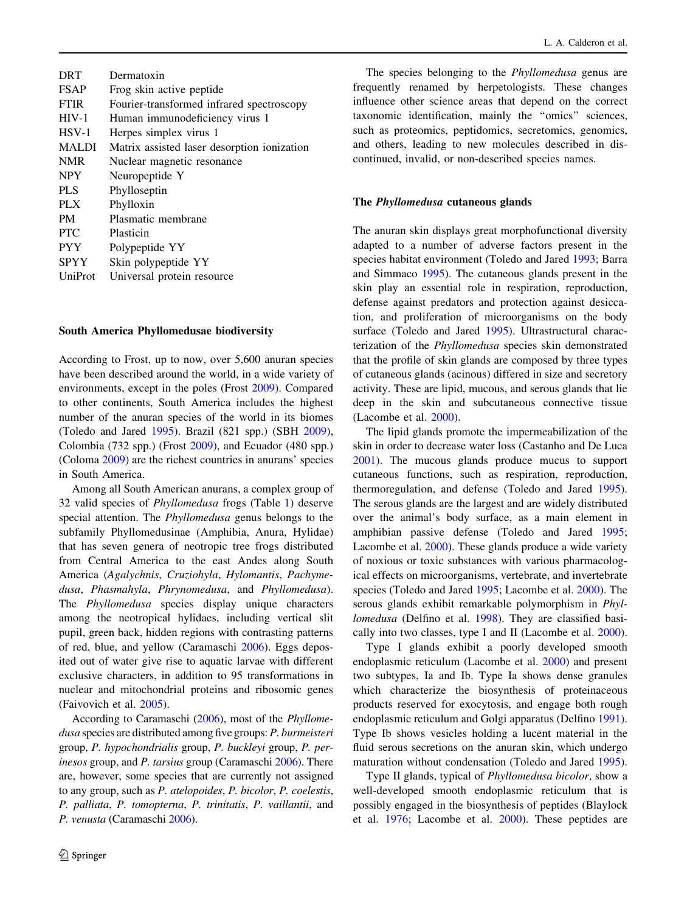| | |
|---|---|
| DRT | Dermatoxin |
| FSAP | Frog skin active peptide |
| FTIR | Fourier-transformed infrared spectroscopy |
| HIV-1 | Human immunodeficiency virus 1 |
| HSV-1 | Herpes simplex virus 1 |
| MALDI | Matrix assisted laser desorption ionization |
| NMR | Nuclear magnetic resonance |
| NPY | Neuropeptide Y |
| PLS | Phylloseptin |
| PLX | Phylloxin |
| PM | Plasmatic membrane |
| PTC | Plasticin |
| PYY | Polypeptide YY |
| SPYY | Skin polypeptide YY |
| UniProt | Universal protein resource |

## South America Phyllomedusae biodiversity

According to Frost, up to now, over 5,600 anuran species have been described around the world, in a wide variety of environments, except in the poles (Frost 2009). Compared to other continents, South America includes the highest number of the anuran species of the world in its biomes (Toledo and Jared 1995). Brazil (821 spp.) (SBH 2009), Colombia (732 spp.) (Frost 2009), and Ecuador (480 spp.) (Coloma 2009) are the richest countries in anurans' species in South America.

Among all South American anurans, a complex group of 32 valid species of *Phyllomedusa* frogs (Table 1) deserve special attention. The *Phyllomedusa* genus belongs to the subfamily Phyllomedusinae (Amphibia, Anura, Hylidae) that has seven genera of neotropic tree frogs distributed from Central America to the east Andes along South America (*Agalychnis*, *Cruziohyla*, *Hylomantis*, *Pachymedusa*, *Phasmahyla*, *Phrynomedusa*, and *Phyllomedusa*). The *Phyllomedusa* species display unique characters among the neotropical hylidaes, including vertical slit pupil, green back, hidden regions with contrasting patterns of red, blue, and yellow (Caramaschi 2006). Eggs deposited out of water give rise to aquatic larvae with different exclusive characters, in addition to 95 transformations in nuclear and mitochondrial proteins and ribosomic genes (Faivovich et al. 2005).

According to Caramaschi (2006), most of the *Phyllomedusa* species are distributed among five groups: *P. burmeisteri* group, *P. hypochondrialis* group, *P. buckleyi* group, *P. perinesos* group, and *P. tarsius* group (Caramaschi 2006). There are, however, some species that are currently not assigned to any group, such as *P. atelopoides*, *P. bicolor*, *P. coelestis*, *P. palliata*, *P. tomopterna*, *P. trinitatis*, *P. vaillantii*, and *P. venusta* (Caramaschi 2006).

The species belonging to the *Phyllomedusa* genus are frequently renamed by herpetologists. These changes influence other science areas that depend on the correct taxonomic identification, mainly the "omics" sciences, such as proteomics, peptidomics, secretomics, genomics, and others, leading to new molecules described in discontinued, invalid, or non-described species names.

## The *Phyllomedusa* cutaneous glands

The anuran skin displays great morphofunctional diversity adapted to a number of adverse factors present in the species habitat environment (Toledo and Jared 1993; Barra and Simmaco 1995). The cutaneous glands present in the skin play an essential role in respiration, reproduction, defense against predators and protection against desiccation, and proliferation of microorganisms on the body surface (Toledo and Jared 1995). Ultrastructural characterization of the *Phyllomedusa* species skin demonstrated that the profile of skin glands are composed by three types of cutaneous glands (acinous) differed in size and secretory activity. These are lipid, mucous, and serous glands that lie deep in the skin and subcutaneous connective tissue (Lacombe et al. 2000).

The lipid glands promote the impermeabilization of the skin in order to decrease water loss (Castanho and De Luca 2001). The mucous glands produce mucus to support cutaneous functions, such as respiration, reproduction, thermoregulation, and defense (Toledo and Jared 1995). The serous glands are the largest and are widely distributed over the animal's body surface, as a main element in amphibian passive defense (Toledo and Jared 1995; Lacombe et al. 2000). These glands produce a wide variety of noxious or toxic substances with various pharmacological effects on microorganisms, vertebrate, and invertebrate species (Toledo and Jared 1995; Lacombe et al. 2000). The serous glands exhibit remarkable polymorphism in *Phyllomedusa* (Delfino et al. 1998). They are classified basically into two classes, type I and II (Lacombe et al. 2000).

Type I glands exhibit a poorly developed smooth endoplasmic reticulum (Lacombe et al. 2000) and present two subtypes, Ia and Ib. Type Ia shows dense granules which characterize the biosynthesis of proteinaceous products reserved for exocytosis, and engage both rough endoplasmic reticulum and Golgi apparatus (Delfino 1991). Type Ib shows vesicles holding a lucent material in the fluid serous secretions on the anuran skin, which undergo maturation without condensation (Toledo and Jared 1995).

Type II glands, typical of *Phyllomedusa bicolor*, show a well-developed smooth endoplasmic reticulum that is possibly engaged in the biosynthesis of peptides (Blaylock et al. 1976; Lacombe et al. 2000). These peptides are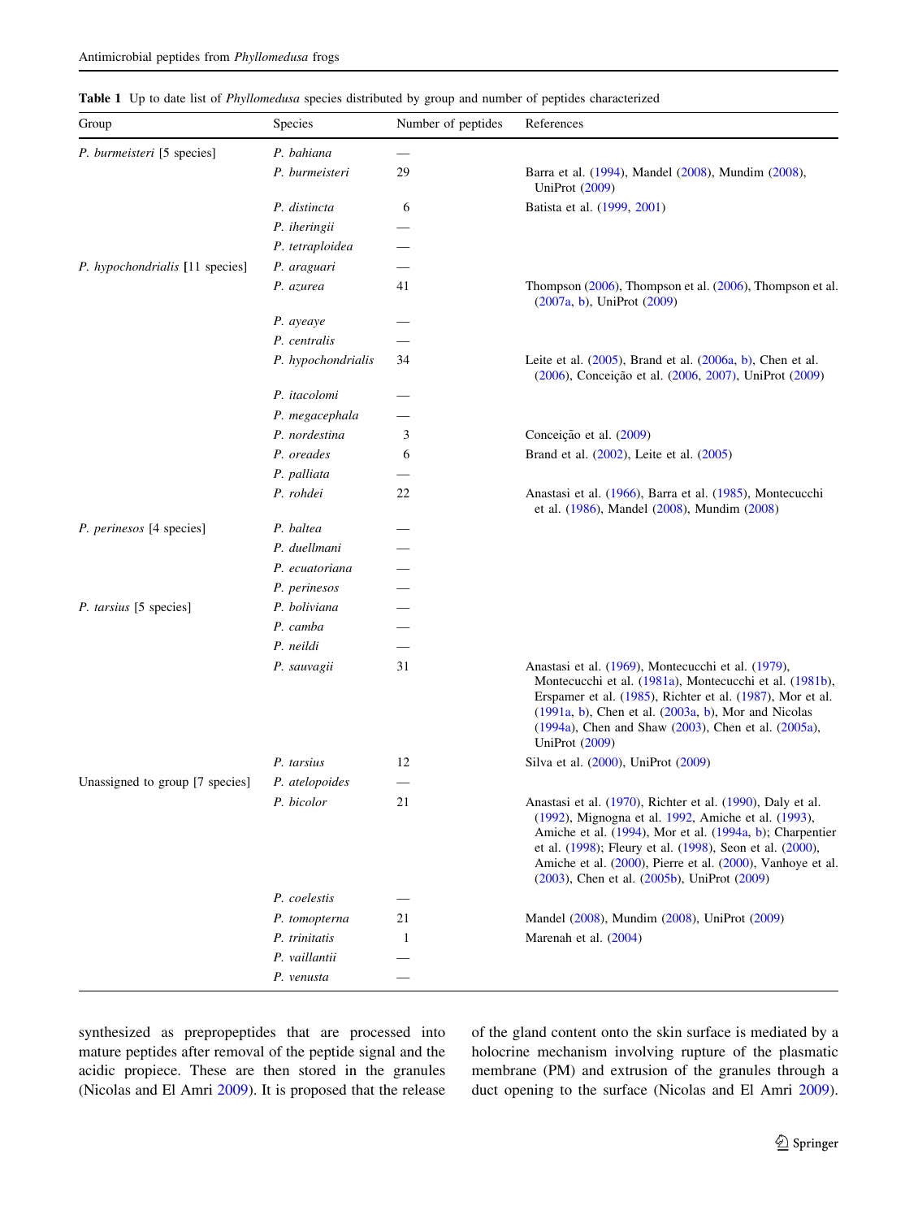**Table 1** Up to date list of *Phyllomedusa* species distributed by group and number of peptides characterized

| Group | Species | Number of peptides | References |
|---|---|---|---|
| *P. burmeisteri* [5 species] | *P. bahiana* | — | |
| | *P. burmeisteri* | 29 | Barra et al. (1994), Mandel (2008), Mundim (2008), UniProt (2009) |
| | *P. distincta* | 6 | Batista et al. (1999, 2001) |
| | *P. iheringii* | — | |
| | *P. tetraploidea* | — | |
| *P. hypochondrialis* [11 species] | *P. araguari* | — | |
| | *P. azurea* | 41 | Thompson (2006), Thompson et al. (2006), Thompson et al. (2007a, b), UniProt (2009) |
| | *P. ayeaye* | — | |
| | *P. centralis* | — | |
| | *P. hypochondrialis* | 34 | Leite et al. (2005), Brand et al. (2006a, b), Chen et al. (2006), Conceição et al. (2006, 2007), UniProt (2009) |
| | *P. itacolomi* | — | |
| | *P. megacephala* | — | |
| | *P. nordestina* | 3 | Conceição et al. (2009) |
| | *P. oreades* | 6 | Brand et al. (2002), Leite et al. (2005) |
| | *P. palliata* | — | |
| | *P. rohdei* | 22 | Anastasi et al. (1966), Barra et al. (1985), Montecucchi et al. (1986), Mandel (2008), Mundim (2008) |
| *P. perinesos* [4 species] | *P. baltea* | — | |
| | *P. duellmani* | — | |
| | *P. ecuatoriana* | — | |
| | *P. perinesos* | — | |
| *P. tarsius* [5 species] | *P. boliviana* | — | |
| | *P. camba* | — | |
| | *P. neildi* | — | |
| | *P. sauvagii* | 31 | Anastasi et al. (1969), Montecucchi et al. (1979), Montecucchi et al. (1981a), Montecucchi et al. (1981b), Erspamer et al. (1985), Richter et al. (1987), Mor et al. (1991a, b), Chen et al. (2003a, b), Mor and Nicolas (1994a), Chen and Shaw (2003), Chen et al. (2005a), UniProt (2009) |
| | *P. tarsius* | 12 | Silva et al. (2000), UniProt (2009) |
| Unassigned to group [7 species] | *P. atelopoides* | — | |
| | *P. bicolor* | 21 | Anastasi et al. (1970), Richter et al. (1990), Daly et al. (1992), Mignogna et al. 1992, Amiche et al. (1993), Amiche et al. (1994), Mor et al. (1994a, b); Charpentier et al. (1998); Fleury et al. (1998), Seon et al. (2000), Amiche et al. (2000), Pierre et al. (2000), Vanhoye et al. (2003), Chen et al. (2005b), UniProt (2009) |
| | *P. coelestis* | — | |
| | *P. tomopterna* | 21 | Mandel (2008), Mundim (2008), UniProt (2009) |
| | *P. trinitatis* | 1 | Marenah et al. (2004) |
| | *P. vaillantii* | — | |
| | *P. venusta* | — | |

synthesized as prepropeptides that are processed into mature peptides after removal of the peptide signal and the acidic propiece. These are then stored in the granules (Nicolas and El Amri 2009). It is proposed that the release of the gland content onto the skin surface is mediated by a holocrine mechanism involving rupture of the plasmatic membrane (PM) and extrusion of the granules through a duct opening to the surface (Nicolas and El Amri 2009).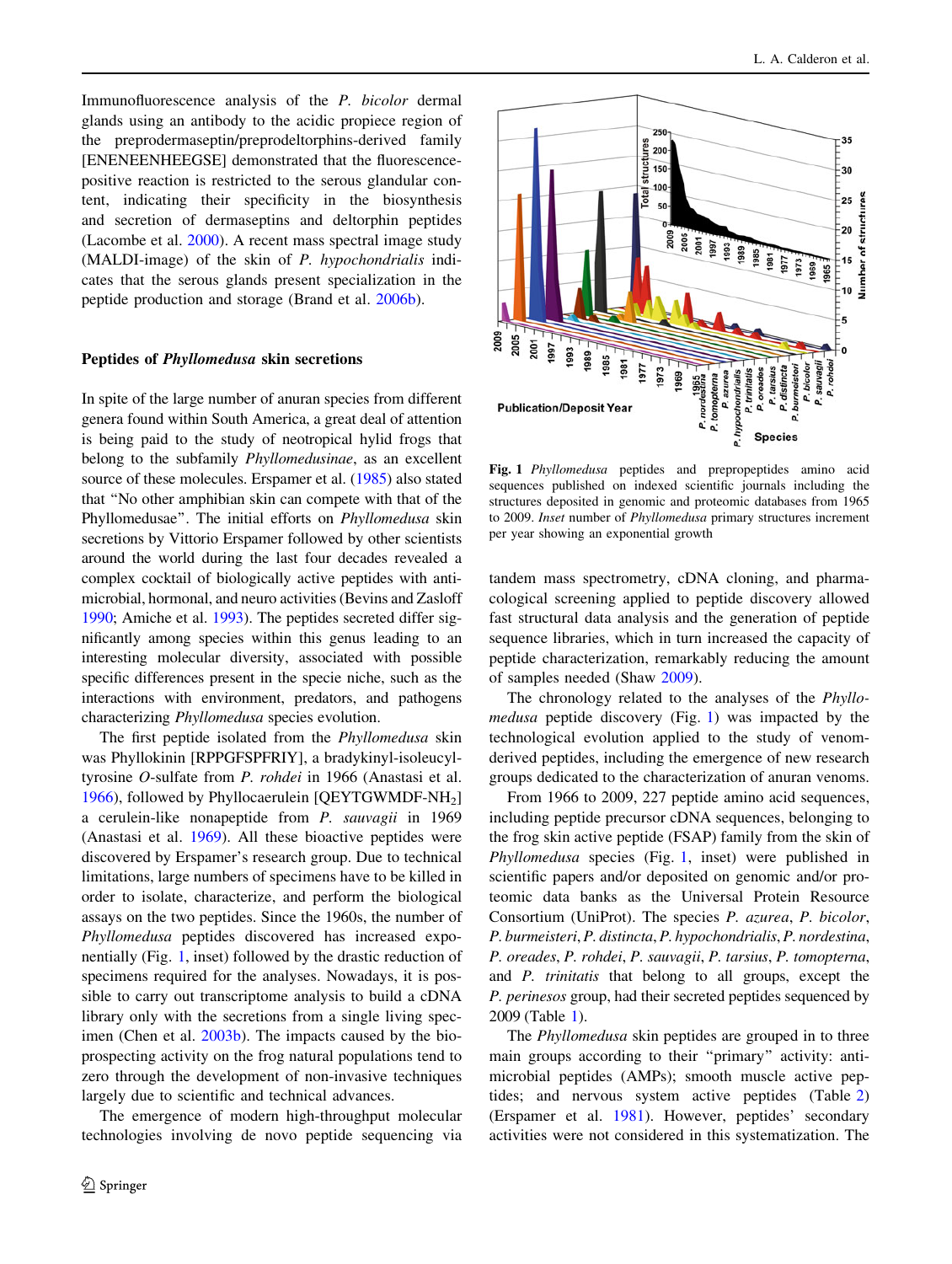Immunofluorescence analysis of the *P. bicolor* dermal glands using an antibody to the acidic propiece region of the preprodermaseptin/preprodeltorphins-derived family [ENENEENHEEGSE] demonstrated that the fluorescence-positive reaction is restricted to the serous glandular content, indicating their specificity in the biosynthesis and secretion of dermaseptins and deltorphin peptides (Lacombe et al. 2000). A recent mass spectral image study (MALDI-image) of the skin of *P. hypochondrialis* indicates that the serous glands present specialization in the peptide production and storage (Brand et al. 2006b).

## Peptides of *Phyllomedusa* skin secretions

In spite of the large number of anuran species from different genera found within South America, a great deal of attention is being paid to the study of neotropical hylid frogs that belong to the subfamily *Phyllomedusinae*, as an excellent source of these molecules. Erspamer et al. (1985) also stated that "No other amphibian skin can compete with that of the Phyllomedusae". The initial efforts on *Phyllomedusa* skin secretions by Vittorio Erspamer followed by other scientists around the world during the last four decades revealed a complex cocktail of biologically active peptides with antimicrobial, hormonal, and neuro activities (Bevins and Zasloff 1990; Amiche et al. 1993). The peptides secreted differ significantly among species within this genus leading to an interesting molecular diversity, associated with possible specific differences present in the specie niche, such as the interactions with environment, predators, and pathogens characterizing *Phyllomedusa* species evolution.

The first peptide isolated from the *Phyllomedusa* skin was Phyllokinin [RPPGFSPFRIY], a bradykinyl-isoleucyl-tyrosine *O*-sulfate from *P. rohdei* in 1966 (Anastasi et al. 1966), followed by Phyllocaerulein [QEYTGWMDF-$NH_2$] a cerulein-like nonapeptide from *P. sauvagii* in 1969 (Anastasi et al. 1969). All these bioactive peptides were discovered by Erspamer's research group. Due to technical limitations, large numbers of specimens have to be killed in order to isolate, characterize, and perform the biological assays on the two peptides. Since the 1960s, the number of *Phyllomedusa* peptides discovered has increased exponentially (Fig. 1, inset) followed by the drastic reduction of specimens required for the analyses. Nowadays, it is possible to carry out transcriptome analysis to build a cDNA library only with the secretions from a single living specimen (Chen et al. 2003b). The impacts caused by the bioprospecting activity on the frog natural populations tend to zero through the development of non-invasive techniques largely due to scientific and technical advances.

The emergence of modern high-throughput molecular technologies involving de novo peptide sequencing via tandem mass spectrometry, cDNA cloning, and pharmacological screening applied to peptide discovery allowed fast structural data analysis and the generation of peptide sequence libraries, which in turn increased the capacity of peptide characterization, remarkably reducing the amount of samples needed (Shaw 2009).

**Fig. 1** *Phyllomedusa* peptides and prepropeptides amino acid sequences published on indexed scientific journals including the structures deposited in genomic and proteomic databases from 1965 to 2009. *Inset* number of *Phyllomedusa* primary structures increment per year showing an exponential growth

The chronology related to the analyses of the *Phyllomedusa* peptide discovery (Fig. 1) was impacted by the technological evolution applied to the study of venom-derived peptides, including the emergence of new research groups dedicated to the characterization of anuran venoms.

From 1966 to 2009, 227 peptide amino acid sequences, including peptide precursor cDNA sequences, belonging to the frog skin active peptide (FSAP) family from the skin of *Phyllomedusa* species (Fig. 1, inset) were published in scientific papers and/or deposited on genomic and/or proteomic data banks as the Universal Protein Resource Consortium (UniProt). The species *P. azurea*, *P. bicolor*, *P. burmeisteri*, *P. distincta*, *P. hypochondrialis*, *P. nordestina*, *P. oreades*, *P. rohdei*, *P. sauvagii*, *P. tarsius*, *P. tomopterna*, and *P. trinitatis* that belong to all groups, except the *P. perinesos* group, had their secreted peptides sequenced by 2009 (Table 1).

The *Phyllomedusa* skin peptides are grouped in to three main groups according to their "primary" activity: antimicrobial peptides (AMPs); smooth muscle active peptides; and nervous system active peptides (Table 2) (Erspamer et al. 1981). However, peptides' secondary activities were not considered in this systematization. The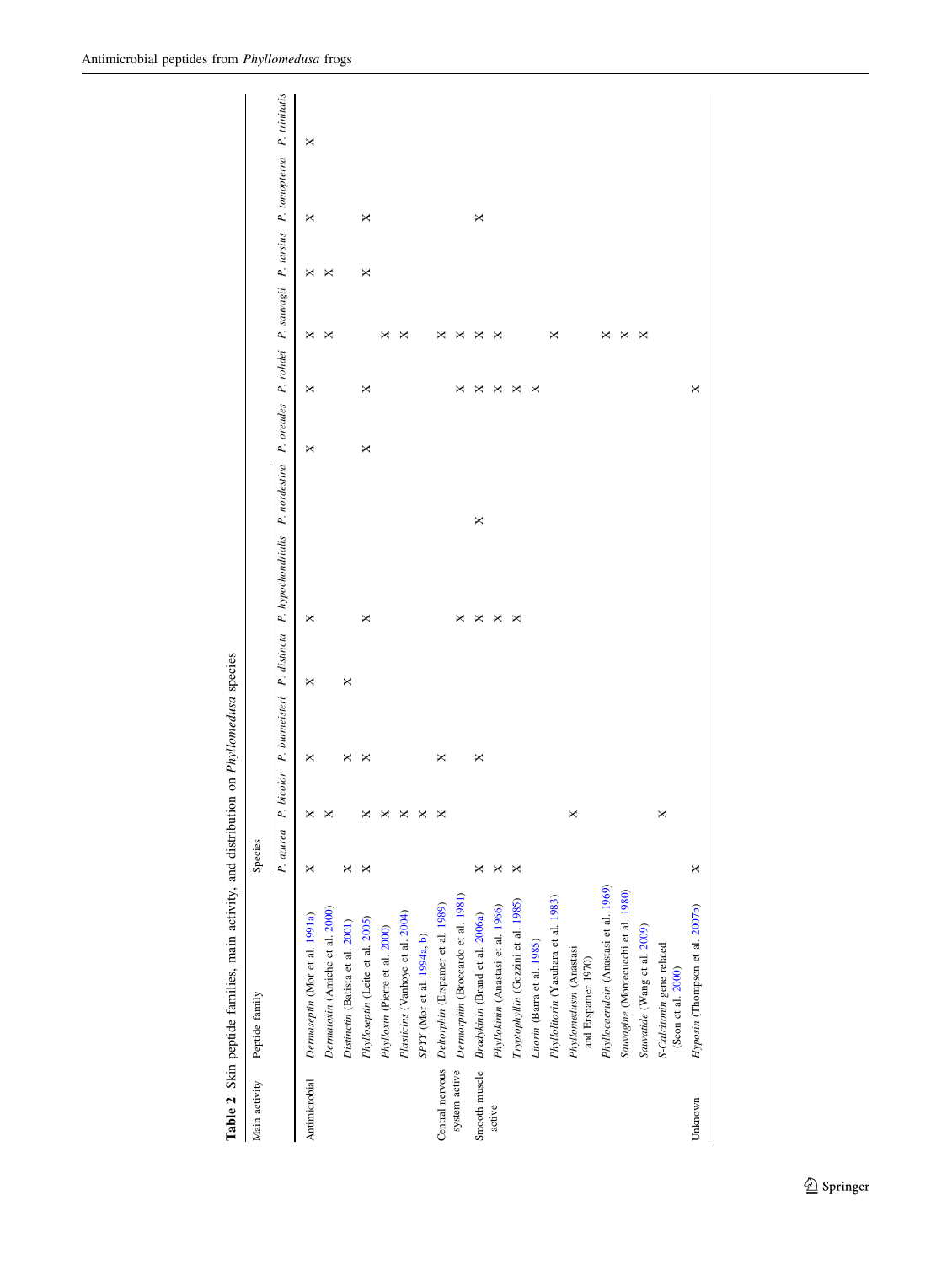**Table 2** Skin peptide families, main activity, and distribution on *Phyllomedusa* species

| Main activity | Peptide family | Species | | | | | | | | | | | |
|---|---|---|---|---|---|---|---|---|---|---|---|---|---|
| | | *P. azurea* | *P. bicolor* | *P. burmeisteri* | *P. distincta* | *P. hypochondrialis* | *P. nordestina* | *P. oreades* | *P. rohdei* | *P. sauvagii* | *P. tarsius* | *P. tomopterna* | *P. trinitatis* |
| Antimicrobial | *Dermaseptin* (Mor et al. 1991a) | × | × | × | × | × | | × | × | × | × | × | × |
| | *Dermatoxin* (Amiche et al. 2000) | | × | | | | | | | × | × | | |
| | *Distinctin* (Batista et al. 2001) | × | | × | × | | | | | | | | |
| | *Phylloseptin* (Leite et al. 2005) | × | × | × | | × | | × | × | | × | × | |
| | *Phylloxin* (Pierre et al. 2000) | | × | | | | | | | × | | | |
| | *Plasticins* (Vanhoye et al. 2004) | | × | | | | | | | × | | | |
| | *SPYY* (Mor et al. 1994a, b) | | × | | | | | | | | | | |
| Central nervous system active | *Deltorphin* (Erspamer et al. 1989) | | × | × | | | | | | × | | | |
| | *Dermorphin* (Broccardo et al. 1981) | | | | | × | | | × | × | | | |
| Smooth muscle active | *Bradykinin* (Brand et al. 2006a) | × | | × | | × | × | | × | × | | × | |
| | *Phyllokinin* (Anastasi et al. 1966) | × | | | | × | | | × | × | | | |
| | *Tryptophyllin* (Gozzini et al. 1985) | × | | | | × | | | × | | | | |
| | *Litorin* (Barra et al. 1985) | | | | | | | | × | | | | |
| | *Phyllolitorin* (Yasuhara et al. 1983) | | | | | | | | | × | | | |
| | *Phyllomedusin* (Anastasi and Erspamer 1970) | | × | | | | | | | | | | |
| | *Phyllocaerulein* (Anastasi et al. 1969) | | | | | | | | | × | | | |
| | *Sauvagine* (Montecucchi et al. 1980) | | | | | | | | | × | | | |
| | *Sauvatide* (Wang et al. 2009) | | | | | | | | | × | | | |
| | *S-Calcitonin* gene related (Seon et al. 2000) | | × | | | | | | | | | | |
| Unknown | *Hyposin* (Thompson et al. 2007b) | × | | | | | | | × | | | | |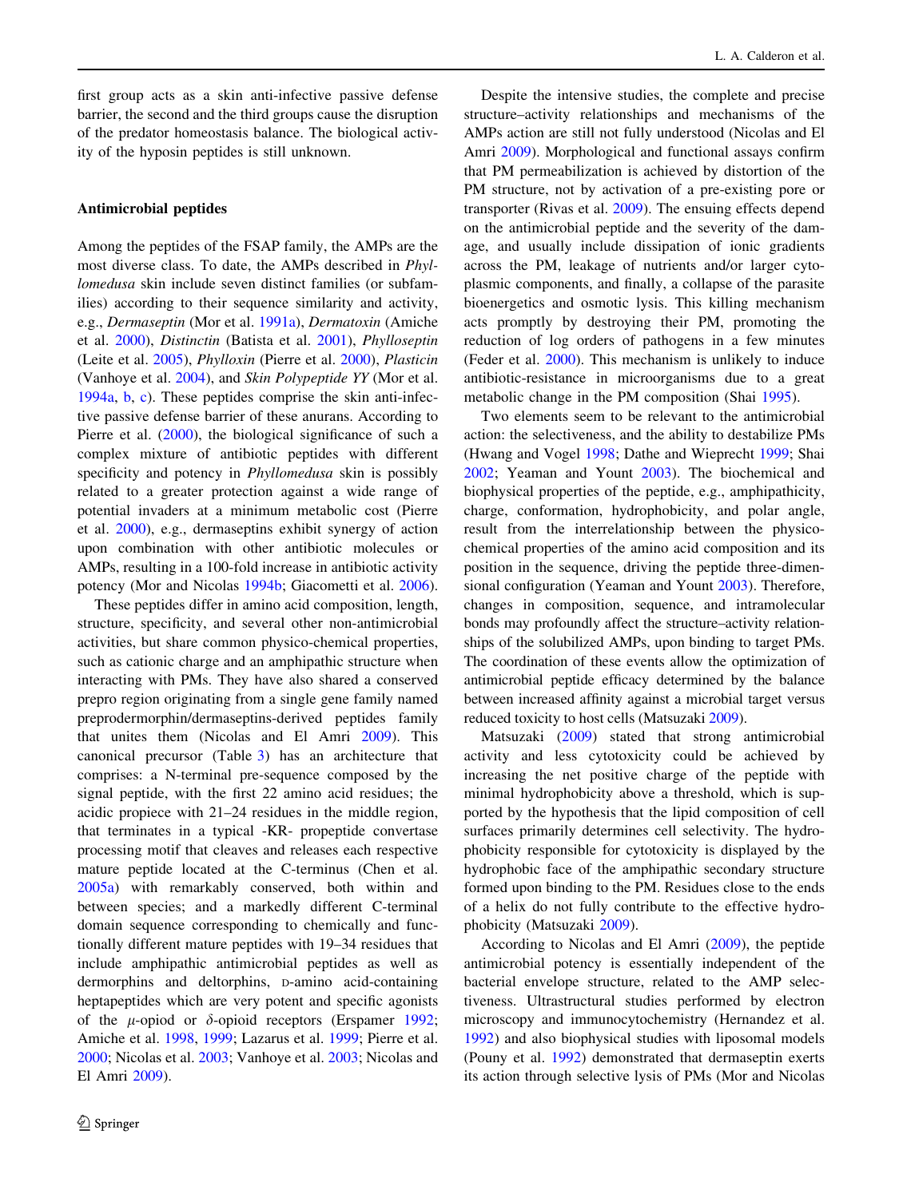first group acts as a skin anti-infective passive defense barrier, the second and the third groups cause the disruption of the predator homeostasis balance. The biological activity of the hyposin peptides is still unknown.

## Antimicrobial peptides

Among the peptides of the FSAP family, the AMPs are the most diverse class. To date, the AMPs described in *Phyllomedusa* skin include seven distinct families (or subfamilies) according to their sequence similarity and activity, e.g., *Dermaseptin* (Mor et al. 1991a), *Dermatoxin* (Amiche et al. 2000), *Distinctin* (Batista et al. 2001), *Phylloseptin* (Leite et al. 2005), *Phylloxin* (Pierre et al. 2000), *Plasticin* (Vanhoye et al. 2004), and *Skin Polypeptide YY* (Mor et al. 1994a, b, c). These peptides comprise the skin anti-infective passive defense barrier of these anurans. According to Pierre et al. (2000), the biological significance of such a complex mixture of antibiotic peptides with different specificity and potency in *Phyllomedusa* skin is possibly related to a greater protection against a wide range of potential invaders at a minimum metabolic cost (Pierre et al. 2000), e.g., dermaseptins exhibit synergy of action upon combination with other antibiotic molecules or AMPs, resulting in a 100-fold increase in antibiotic activity potency (Mor and Nicolas 1994b; Giacometti et al. 2006).

These peptides differ in amino acid composition, length, structure, specificity, and several other non-antimicrobial activities, but share common physico-chemical properties, such as cationic charge and an amphipathic structure when interacting with PMs. They have also shared a conserved prepro region originating from a single gene family named preprodermorphin/dermaseptins-derived peptides family that unites them (Nicolas and El Amri 2009). This canonical precursor (Table 3) has an architecture that comprises: a N-terminal pre-sequence composed by the signal peptide, with the first 22 amino acid residues; the acidic propiece with 21–24 residues in the middle region, that terminates in a typical -KR- propeptide convertase processing motif that cleaves and releases each respective mature peptide located at the C-terminus (Chen et al. 2005a) with remarkably conserved, both within and between species; and a markedly different C-terminal domain sequence corresponding to chemically and functionally different mature peptides with 19–34 residues that include amphipathic antimicrobial peptides as well as dermorphins and deltorphins, D-amino acid-containing heptapeptides which are very potent and specific agonists of the $\mu$-opiod or $\delta$-opioid receptors (Erspamer 1992; Amiche et al. 1998, 1999; Lazarus et al. 1999; Pierre et al. 2000; Nicolas et al. 2003; Vanhoye et al. 2003; Nicolas and El Amri 2009).

Despite the intensive studies, the complete and precise structure–activity relationships and mechanisms of the AMPs action are still not fully understood (Nicolas and El Amri 2009). Morphological and functional assays confirm that PM permeabilization is achieved by distortion of the PM structure, not by activation of a pre-existing pore or transporter (Rivas et al. 2009). The ensuing effects depend on the antimicrobial peptide and the severity of the damage, and usually include dissipation of ionic gradients across the PM, leakage of nutrients and/or larger cytoplasmic components, and finally, a collapse of the parasite bioenergetics and osmotic lysis. This killing mechanism acts promptly by destroying their PM, promoting the reduction of log orders of pathogens in a few minutes (Feder et al. 2000). This mechanism is unlikely to induce antibiotic-resistance in microorganisms due to a great metabolic change in the PM composition (Shai 1995).

Two elements seem to be relevant to the antimicrobial action: the selectiveness, and the ability to destabilize PMs (Hwang and Vogel 1998; Dathe and Wieprecht 1999; Shai 2002; Yeaman and Yount 2003). The biochemical and biophysical properties of the peptide, e.g., amphipathicity, charge, conformation, hydrophobicity, and polar angle, result from the interrelationship between the physico-chemical properties of the amino acid composition and its position in the sequence, driving the peptide three-dimensional configuration (Yeaman and Yount 2003). Therefore, changes in composition, sequence, and intramolecular bonds may profoundly affect the structure–activity relationships of the solubilized AMPs, upon binding to target PMs. The coordination of these events allow the optimization of antimicrobial peptide efficacy determined by the balance between increased affinity against a microbial target versus reduced toxicity to host cells (Matsuzaki 2009).

Matsuzaki (2009) stated that strong antimicrobial activity and less cytotoxicity could be achieved by increasing the net positive charge of the peptide with minimal hydrophobicity above a threshold, which is supported by the hypothesis that the lipid composition of cell surfaces primarily determines cell selectivity. The hydrophobicity responsible for cytotoxicity is displayed by the hydrophobic face of the amphipathic secondary structure formed upon binding to the PM. Residues close to the ends of a helix do not fully contribute to the effective hydrophobicity (Matsuzaki 2009).

According to Nicolas and El Amri (2009), the peptide antimicrobial potency is essentially independent of the bacterial envelope structure, related to the AMP selectiveness. Ultrastructural studies performed by electron microscopy and immunocytochemistry (Hernandez et al. 1992) and also biophysical studies with liposomal models (Pouny et al. 1992) demonstrated that dermaseptin exerts its action through selective lysis of PMs (Mor and Nicolas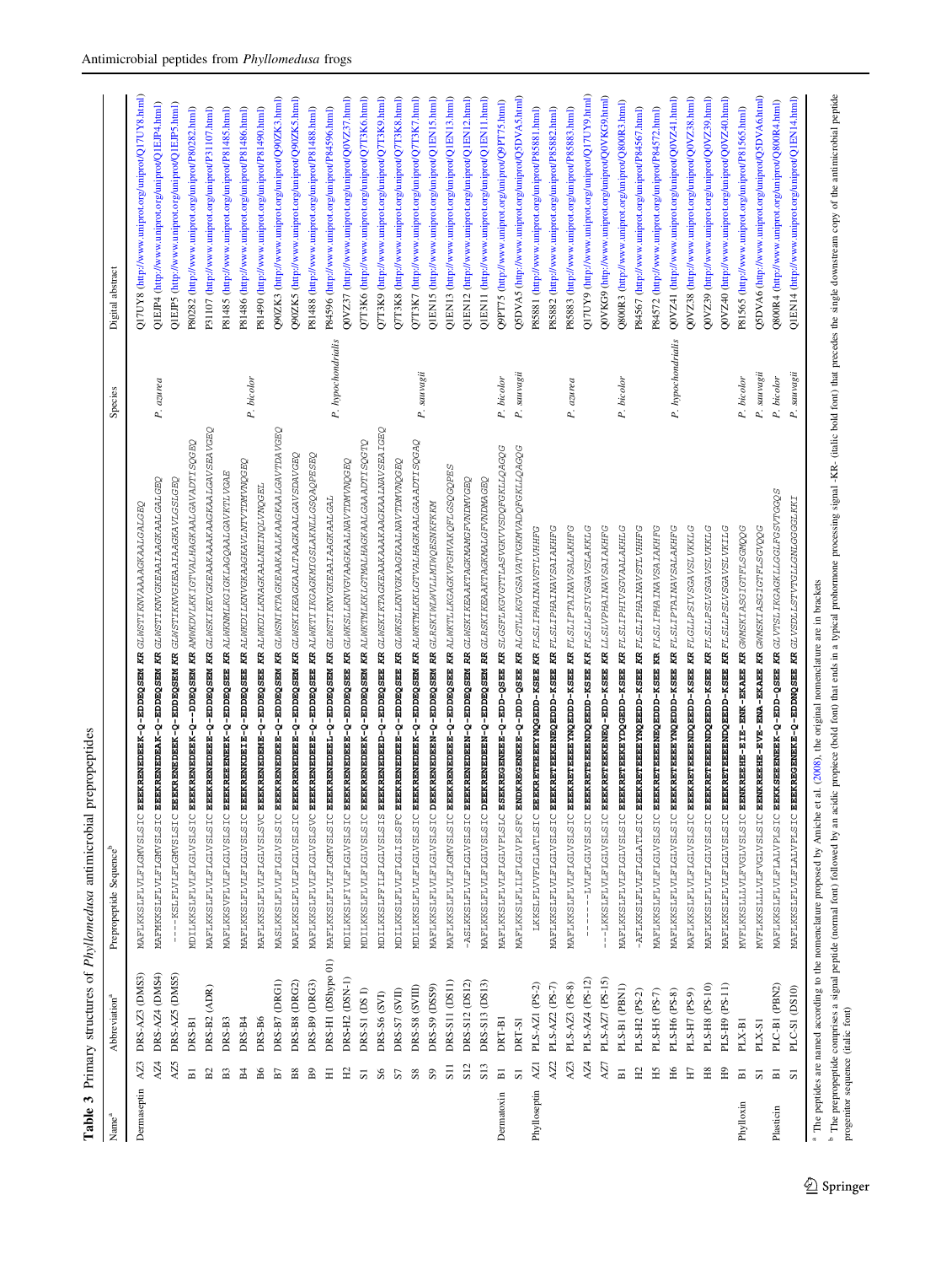**Table 3** Primary structures of *Phylomedusa* antimicrobial prepropeptides

| Name[a] | | Abbreviation[a] | Prepropeptide Sequence[b] | Species | Digital abstract |
|---|---|---|---|---|---|
| Dermaseptin | AZ3 | DRS-AZ3 (DMS3) | MAFLKKSLFLVLFLGMVSLSIC EEEKRENEDEEK-Q-EDDEQSEM KR GLWSTIKNVAAAAGKAALGALGEQ | *P. azurea* | Q17UY8 (http://www.uniprot.org/uniprot/Q17UY8.html) |
| | AZ4 | DRS-AZ4 (DMS4) | MAFMKKSLFLVLFLGMVSLSIC EEEKRENEDEAK-Q-EDDEQSEM KR GLWSTIKNVGKEAAIAAGKAALGALGEQ | | Q1EJP4 (http://www.uniprot.org/uniprot/Q1EJP4.html) |
| | AZ5 | DRS-AZ5 (DMS5) | ----KSLFLVLFLGMVSLSIC EEEKRENEDEEK-Q-EDDEQSEM KR GLWSTIKNVGKEAAIAAGKAVLGSLGEQ | | Q1EJP5 (http://www.uniprot.org/uniprot/Q1EJP5.html) |
| | B1 | DRS-B1 | MDILKKSLFLVLFLGLVSLSIC EEEKRENEDEEK-Q--DDEQSEM KR AMWKDVLKKIGTVALHAGKAALGAVADTISQGEQ | *P. bicolor* | P80282 (http://www.uniprot.org/uniprot/P80282.html) |
| | B2 | DRS-B2 (ADR) | MAFLKKSLFLVLFLGLVSLSIC EEEKRENEDEEE-Q-EDDEQSEM KR GLWSKIKEVGKEAAKAAAKAAGKAALGAVSEAVGEQ | | P31107 (http://www.uniprot.org/uniprot/P31107.html) |
| | B3 | DRS-B3 | MAFLKKSVFLVLFLGLVSLSIC EEEKREENEEEK-Q-EDDEQSEE KR ALWKNMLKGIGKLAGQAALGAVKTLVGAE | | P81485 (http://www.uniprot.org/uniprot/P81485.html) |
| | B4 | DRS-B4 | MAFLKKSLFLVLFLGLVSLSIC EEEKRKNEDEIE-Q-EDDEQSEE KR ALWKDILKNVGKAAGKAVLNTVTDMVNQGEQ | | P81486 (http://www.uniprot.org/uniprot/P81486.html) |
| | B6 | DRS-B6 | MAFLKKSLFLVLFLGLVSLSVC EEEKRENEDEME-Q-EDDEQSEE KR ALWKDILKNAGKAALNEINQLVNQGEL | | P81490 (http://www.uniprot.org/uniprot/P81490.html) |
| | B7 | DRS-B7 (DRG1) | MASLKKSLFLVLFLGLVSLSIC EEEKRENEDEEE-Q-EDDEQSEM KR GLWSNIKTAGKEAAKAALKAAGKAALGAVTDAVGEQ | | Q9PZK3 (http://www.uniprot.org/uniprot/Q9PZK3.html) |
| | B8 | DRS-B8 (DRG2) | MAFLKKSLFLVLFLGLVSLSIC EEEKRENEDEEE-Q-EDDEQSEM KR GLWSKIKEAGKAALTAAGKAALGAVSDAVGEQ | | Q9PZK5 (http://www.uniprot.org/uniprot/Q9PZK5.html) |
| | B9 | DRS-B9 (DRG3) | MAFLKKSLFLVLFLGLVSLSVC EEEKRENEDEEE-Q-EDDEQSEE KR ALWKTIIKGAGKMIGSLAKNLLGSQAQPESEQ | | P81488 (http://www.uniprot.org/uniprot/P81488.html) |
| | H1 | DRS-H1 (DShypo 01) | MAFLKKSLFLVLFLGMVSLSIC EEEKRENEDEEL-Q-EDDEQSEE KR GLWSTIKNVGKEAAIAAGKAALGAL | *P. hypochondrialis* | P84596 (http://www.uniprot.org/uniprot/P84596.html) |
| | H2 | DRS-H2 (DSN-1) | MDILKKSLFIVLFLGLVSLSIC EEEKRENEDEEE-Q-EDDEQSEE KR GLWSKIKNVGVAAGKAALNAVTDMVNQGEQ | | Q0VZ37 (http://www.uniprot.org/uniprot/Q0VZ37.html) |
| | S1 | DRS-S1 (DS I) | MDILKKSLFLVLFLGLVSLSIC EEEKRENEDEEK-Q-EDDEQSEM KR ALWKTMLKKLGTMALHAGKAALGAAADTISQGTQ | *P. sauvagii* | Q7T3K6 (http://www.uniprot.org/uniprot/Q7T3K6.html) |
| | S6 | DRS-S6 (SVI) | MDILKKSLFFILFLGLVSLSIS EEEKRENEDEED-Q-EDDEQSEE KR GLWSKIKTAGKEAAKAAAKAAGKAALNAVSEAIGEQ | | Q7T3K9 (http://www.uniprot.org/uniprot/Q7T3K9.html) |
| | S7 | DRS-S7 (SVII) | MDILKKSLFLVLFLGLISLSFC EEEKRENEDEEE-Q-EDDEQSEE KR GLWKSLLKNVGKAAGKAALNAVTDMVNQGEQ | | Q7T3K8 (http://www.uniprot.org/uniprot/Q7T3K8.html) |
| | S8 | DRS-S8 (SVIII) | MDILKKSLFLVLFLGLVSLSIC EEEKRENEDEEK-Q-EDDEQSEM KR ALWKTMLKKLGTVALHAGKAALGAAADTISQGAQ | | Q7T3K7 (http://www.uniprot.org/uniprot/Q7T3K7.html) |
| | S9 | DRS-S9 (DSS9) | MAFLKKSLFLVLFLGLVSLSIC DEEKRENEDEEN-Q-EDDEQSEM RR GLRSKIWLWVLLMIWQESNKFKKM | | Q1EN15 (http://www.uniprot.org/uniprot/Q1EN15.html) |
| | S11 | DRS-S11 (DS11) | MAFLKKSLFLVLFLGMVSLSIC EEEKRENEDEEE-Q-EDDEQSEE KR ALWKTLLKGAGKVFGHVAKQFLGSQGQPES | | Q1EN13 (http://www.uniprot.org/uniprot/Q1EN13.html) |
| | S12 | DRS-S12 (DS12) | -ASLKKSLFLVLFLGLVSLSIC EEEKRENEDEEN-Q-EDDEQSEM KR GLWSKIKEAAKTAGKMAMGFVNDMVGEQ | | Q1EN12 (http://www.uniprot.org/uniprot/Q1EN12.html) |
| | S13 | DRS-S13 (DS13) | MAFLKKSLFLVLFLGLVSLSIC DEEKRENEDEEN-Q-EDDEQSEM KR GLRSKIKEAAKTAGKMALGFVNDMAGEQ | | Q1EN11 (http://www.uniprot.org/uniprot/Q1EN11.html) |
| Dermatoxin | B1 | DRT-B1 | MAFLKKSLFLVLFLGLVPLSLC ESEKREGENEEE-Q-EDD-QSEE KR SLGSFLKGVGTTLASVGKVVSDQFGKLLQAGQG | *P. bicolor* | Q9PT75 (http://www.uniprot.org/uniprot/Q9PT75.html) |
| | S1 | DRT-S1 | MAFLKKSLFLILFLGLVPLSFC ENDKREGENEEE-Q-DDD-QSEE KR ALGTLLKGVGSAVATVGKMVADQFGKLLQAGQG | *P. sauvagii* | Q5DVA5 (http://www.uniprot.org/uniprot/Q5DVA5.html) |
| Phylloseptin | AZ1 | PLS-AZ1 (PS-2) | LKKSLFLVVFLGLATLSIC EEEKRETEEEYNQGEDD-KSEE KR FLSLIPHAINAVSTLVHHFG | *P. azurea* | P85881 (http://www.uniprot.org/uniprot/P85881.html) |
| | AZ2 | PLS-AZ2 (PS-7) | MAFLKKSLFLVLFLGLVSLSIC EEEKRETEEKENEQEDDD-KSEE KR FLSLIPHAINAVSAIAKHFG | | P85882 (http://www.uniprot.org/uniprot/P85882.html) |
| | AZ3 | PLS-AZ3 (PS-8) | MAFLKKSLFLVLFLGLVSLSIC EEEKRETEEEEYNQEDD-KSEE KR FLSLIPTAINAVSALAKHFG | | P85883 (http://www.uniprot.org/uniprot/P85883.html) |
| | AZ4 | PLS-AZ4 (PS-12) | --------LVLFLGLVSLSIC EEEKRETEEEENDQEEDD-KSEE KR FLSLLPSIVSGAVSLAKKLG | | Q17UY9 (http://www.uniprot.org/uniprot/Q17UY9.html) |
| | AZ7 | PLS-AZ7 (PS-15) | ---LKKSLFLVLFLGLVSLSIC EEEKRETEEKENEQ-EDD-KSEE KR LLSLVPHAINAVSAIAKHFG | | Q0VKG9 (http://www.uniprot.org/uniprot/Q0VKG9.html) |
| | B1 | PLS-B1 (PBN1) | MAFLKKSLFLVLFLGLVSLSIC EEEKRETEEKEYDQGEDD-KSEE KR FLSLIPHIVSGVAALAKHLG | *P. bicolor* | Q800R3 (http://www.uniprot.org/uniprot/Q800R3.html) |
| | H2 | PLS-H2 (PS-2) | -AFLKKSLFLVLFLGLATLSIC EEEKRETEEEEYNQGEDD-KSEE KR FLSLIPHAINAVSTLVHHFG | *P. hypochondrialis* | P84567 (http://www.uniprot.org/uniprot/P84567.html) |
| | H5 | PLS-H5 (PS-7) | MAFLKKSLFLVLFLGLVSLSIC EEEKRETEEEENEQEDDD-KSEE KR FLSLIPHAINAVSAIAKHFG | | P84572 (http://www.uniprot.org/uniprot/P84572.html) |
| | H6 | PLS-H6 (PS-8) | MAFLKKSLFLVLFLGLVSLSIC EEEKRETEEEEYNQEDDD-KSEE KR FLSLIPTAINAVSALAKHFG | | Q0VZ41 (http://www.uniprot.org/uniprot/Q0VZ41.html) |
| | H7 | PLS-H7 (PS-9) | MAFLKKSLFLVLFLGLVSLSIC EEEKRETEEEENDQEEDD-KSEE KR FLGLLPSIVSGAVSLVKKLG | | Q0VZ38 (http://www.uniprot.org/uniprot/Q0VZ38.html) |
| | H8 | PLS-H8 (PS-10) | MAFLKKSLFLVLFLGLVSLSIC EEEKRETEEEENDQEEDD-KSEE KR FLSLLPSLVSGAVSLVKKLG | | Q0VZ39 (http://www.uniprot.org/uniprot/Q0VZ39.html) |
| | H9 | PLS-H9 (PS-11) | MAFLKKSLFLVLFLGLVSLSIC EEEKRETEEEENDQEEDD-KSEE KR FLSLLPSLVSGAVSLVKILG | | Q0VZ40 (http://www.uniprot.org/uniprot/Q0VZ40.html) |
| Phylloxin | B1 | PLX-B1 | MVFLKKSLLLVLFVGLVSLSIC EENKREHE-EIE-ENK-EKAEE KR GWMSKIASGIGTFLSGMQQG | *P. bicolor* | P81565 (http://www.uniprot.org/uniprot/P81565.html) |
| | S1 | PLX-S1 | MVFLKKSLLLVLFVGLVSLSIC EENKREHE-EVE-ENA-EKAEE KR GWMSKIASGIGTFLSGVQQG | *P. sauvagii* | Q5DVA6 (http://www.uniprot.org/uniprot/Q5DVA6.html) |
| Plasticin | B1 | PLC-B1 (PBN2) | MAFLKKSLFLVLFLALVPLSIC EEKKSEEENEEK-Q-EDD-QSEE KR GLVTSLIKGAGKLLGGLFGSVTGGQS | *P. bicolor* | Q800R4 (http://www.uniprot.org/uniprot/Q800R4.html) |
| | S1 | PLC-S1 (DS10) | MAFLKKSLFLVLFLALVPLSIC EEEKREGENEEE-Q-EDDNQSEE KR GLVSDLLSTVTGLLGNLGGGLKKI | *P. sauvagii* | Q1EN14 (http://www.uniprot.org/uniprot/Q1EN14.html) |

[a] The peptides are named according to the nomenclature proposed by Amiche et al. (2008), the original nomenclature are in brackets

[b] The prepropeptide comprises a signal peptide (normal font) followed by an acidic propiece (bold font) that ends in a typical prohormone processing signal -KR- (italic bold font) that precedes the single downstream copy of the antimicrobial peptide progenitor sequence (italic font)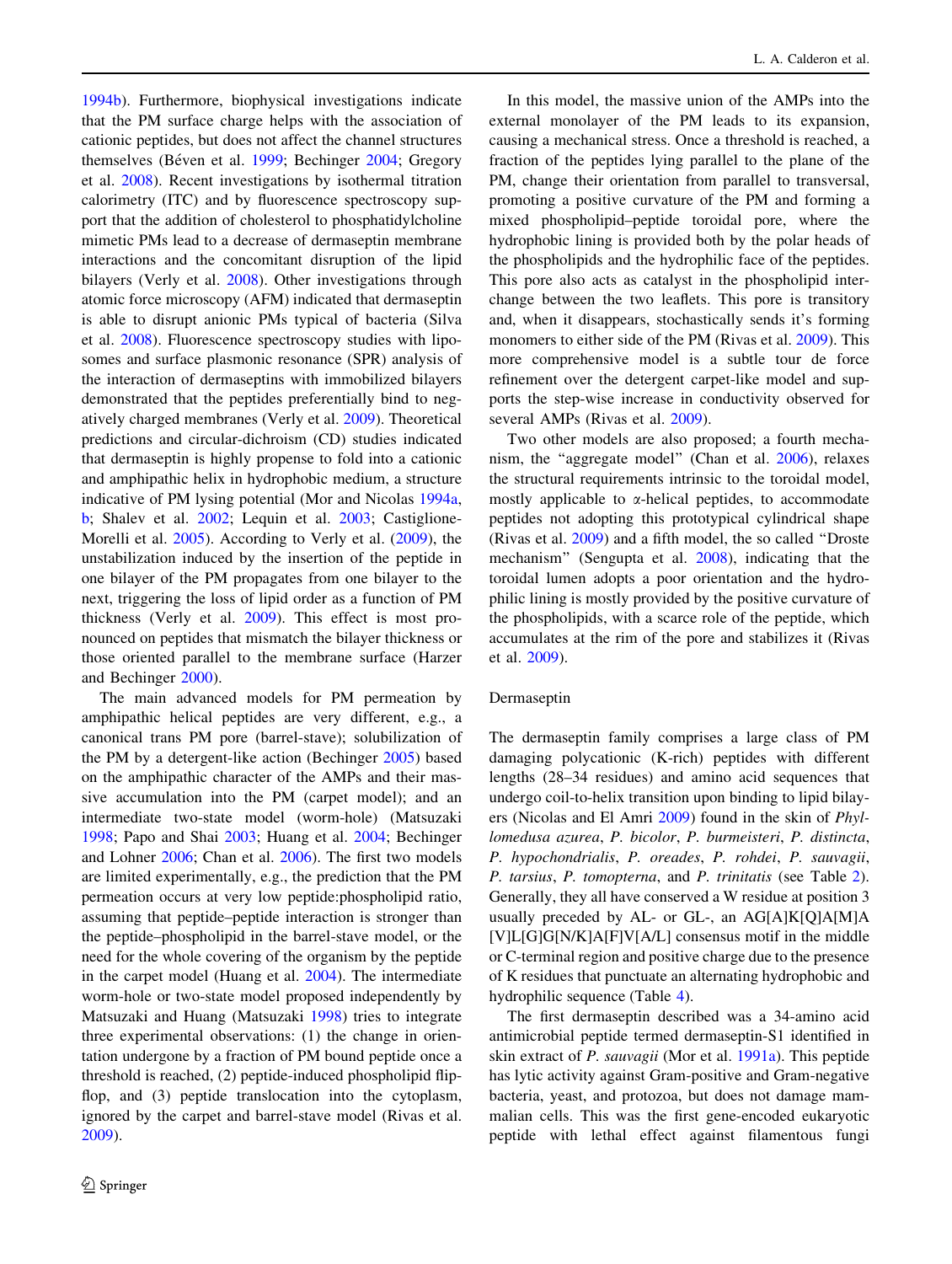1994b). Furthermore, biophysical investigations indicate that the PM surface charge helps with the association of cationic peptides, but does not affect the channel structures themselves (Béven et al. 1999; Bechinger 2004; Gregory et al. 2008). Recent investigations by isothermal titration calorimetry (ITC) and by fluorescence spectroscopy support that the addition of cholesterol to phosphatidylcholine mimetic PMs lead to a decrease of dermaseptin membrane interactions and the concomitant disruption of the lipid bilayers (Verly et al. 2008). Other investigations through atomic force microscopy (AFM) indicated that dermaseptin is able to disrupt anionic PMs typical of bacteria (Silva et al. 2008). Fluorescence spectroscopy studies with liposomes and surface plasmonic resonance (SPR) analysis of the interaction of dermaseptins with immobilized bilayers demonstrated that the peptides preferentially bind to negatively charged membranes (Verly et al. 2009). Theoretical predictions and circular-dichroism (CD) studies indicated that dermaseptin is highly propense to fold into a cationic and amphipathic helix in hydrophobic medium, a structure indicative of PM lysing potential (Mor and Nicolas 1994a, b; Shalev et al. 2002; Lequin et al. 2003; Castiglione-Morelli et al. 2005). According to Verly et al. (2009), the unstabilization induced by the insertion of the peptide in one bilayer of the PM propagates from one bilayer to the next, triggering the loss of lipid order as a function of PM thickness (Verly et al. 2009). This effect is most pronounced on peptides that mismatch the bilayer thickness or those oriented parallel to the membrane surface (Harzer and Bechinger 2000).

The main advanced models for PM permeation by amphipathic helical peptides are very different, e.g., a canonical trans PM pore (barrel-stave); solubilization of the PM by a detergent-like action (Bechinger 2005) based on the amphipathic character of the AMPs and their massive accumulation into the PM (carpet model); and an intermediate two-state model (worm-hole) (Matsuzaki 1998; Papo and Shai 2003; Huang et al. 2004; Bechinger and Lohner 2006; Chan et al. 2006). The first two models are limited experimentally, e.g., the prediction that the PM permeation occurs at very low peptide:phospholipid ratio, assuming that peptide–peptide interaction is stronger than the peptide–phospholipid in the barrel-stave model, or the need for the whole covering of the organism by the peptide in the carpet model (Huang et al. 2004). The intermediate worm-hole or two-state model proposed independently by Matsuzaki and Huang (Matsuzaki 1998) tries to integrate three experimental observations: (1) the change in orientation undergone by a fraction of PM bound peptide once a threshold is reached, (2) peptide-induced phospholipid flip-flop, and (3) peptide translocation into the cytoplasm, ignored by the carpet and barrel-stave model (Rivas et al. 2009).

In this model, the massive union of the AMPs into the external monolayer of the PM leads to its expansion, causing a mechanical stress. Once a threshold is reached, a fraction of the peptides lying parallel to the plane of the PM, change their orientation from parallel to transversal, promoting a positive curvature of the PM and forming a mixed phospholipid–peptide toroidal pore, where the hydrophobic lining is provided both by the polar heads of the phospholipids and the hydrophilic face of the peptides. This pore also acts as catalyst in the phospholipid interchange between the two leaflets. This pore is transitory and, when it disappears, stochastically sends it's forming monomers to either side of the PM (Rivas et al. 2009). This more comprehensive model is a subtle tour de force refinement over the detergent carpet-like model and supports the step-wise increase in conductivity observed for several AMPs (Rivas et al. 2009).

Two other models are also proposed; a fourth mechanism, the "aggregate model" (Chan et al. 2006), relaxes the structural requirements intrinsic to the toroidal model, mostly applicable to α-helical peptides, to accommodate peptides not adopting this prototypical cylindrical shape (Rivas et al. 2009) and a fifth model, the so called "Droste mechanism" (Sengupta et al. 2008), indicating that the toroidal lumen adopts a poor orientation and the hydrophilic lining is mostly provided by the positive curvature of the phospholipids, with a scarce role of the peptide, which accumulates at the rim of the pore and stabilizes it (Rivas et al. 2009).

## Dermaseptin

The dermaseptin family comprises a large class of PM damaging polycationic (K-rich) peptides with different lengths (28–34 residues) and amino acid sequences that undergo coil-to-helix transition upon binding to lipid bilayers (Nicolas and El Amri 2009) found in the skin of *Phyllomedusa azurea*, *P. bicolor*, *P. burmeisteri*, *P. distincta*, *P. hypochondrialis*, *P. oreades*, *P. rohdei*, *P. sauvagii*, *P. tarsius*, *P. tomopterna*, and *P. trinitatis* (see Table 2). Generally, they all have conserved a W residue at position 3 usually preceded by AL- or GL-, an AG[A]K[Q]A[M]A[V]L[G]G[N/K]A[F]V[A/L] consensus motif in the middle or C-terminal region and positive charge due to the presence of K residues that punctuate an alternating hydrophobic and hydrophilic sequence (Table 4).

The first dermaseptin described was a 34-amino acid antimicrobial peptide termed dermaseptin-S1 identified in skin extract of *P. sauvagii* (Mor et al. 1991a). This peptide has lytic activity against Gram-positive and Gram-negative bacteria, yeast, and protozoa, but does not damage mammalian cells. This was the first gene-encoded eukaryotic peptide with lethal effect against filamentous fungi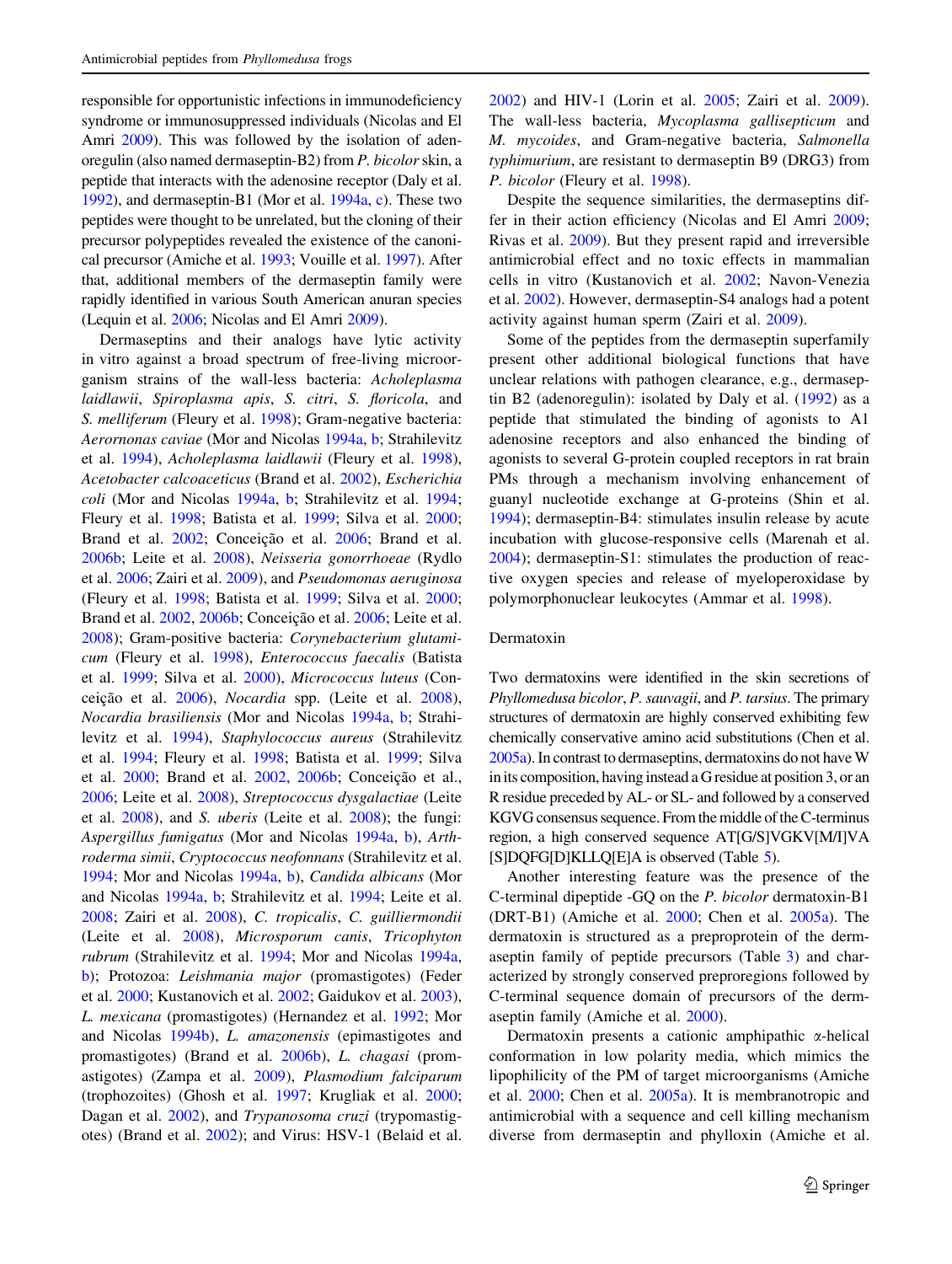responsible for opportunistic infections in immunodeficiency syndrome or immunosuppressed individuals (Nicolas and El Amri 2009). This was followed by the isolation of adenoregulin (also named dermaseptin-B2) from *P. bicolor* skin, a peptide that interacts with the adenosine receptor (Daly et al. 1992), and dermaseptin-B1 (Mor et al. 1994a, c). These two peptides were thought to be unrelated, but the cloning of their precursor polypeptides revealed the existence of the canonical precursor (Amiche et al. 1993; Vouille et al. 1997). After that, additional members of the dermaseptin family were rapidly identified in various South American anuran species (Lequin et al. 2006; Nicolas and El Amri 2009).

Dermaseptins and their analogs have lytic activity in vitro against a broad spectrum of free-living microorganism strains of the wall-less bacteria: *Acholeplasma laidlawii*, *Spiroplasma apis*, *S. citri*, *S. floricola*, and *S. melliferum* (Fleury et al. 1998); Gram-negative bacteria: *Aerornonas caviae* (Mor and Nicolas 1994a, b; Strahilevitz et al. 1994), *Acholeplasma laidlawii* (Fleury et al. 1998), *Acetobacter calcoaceticus* (Brand et al. 2002), *Escherichia coli* (Mor and Nicolas 1994a, b; Strahilevitz et al. 1994; Fleury et al. 1998; Batista et al. 1999; Silva et al. 2000; Brand et al. 2002; Conceição et al. 2006; Brand et al. 2006b; Leite et al. 2008), *Neisseria gonorrhoeae* (Rydlo et al. 2006; Zairi et al. 2009), and *Pseudomonas aeruginosa* (Fleury et al. 1998; Batista et al. 1999; Silva et al. 2000; Brand et al. 2002, 2006b; Conceição et al. 2006; Leite et al. 2008); Gram-positive bacteria: *Corynebacterium glutamicum* (Fleury et al. 1998), *Enterococcus faecalis* (Batista et al. 1999; Silva et al. 2000), *Micrococcus luteus* (Conceição et al. 2006), *Nocardia* spp. (Leite et al. 2008), *Nocardia brasiliensis* (Mor and Nicolas 1994a, b; Strahilevitz et al. 1994), *Staphylococcus aureus* (Strahilevitz et al. 1994; Fleury et al. 1998; Batista et al. 1999; Silva et al. 2000; Brand et al. 2002, 2006b; Conceição et al., 2006; Leite et al. 2008), *Streptococcus dysgalactiae* (Leite et al. 2008), and *S. uberis* (Leite et al. 2008); the fungi: *Aspergillus fumigatus* (Mor and Nicolas 1994a, b), *Arthroderma simii*, *Cryptococcus neofonnans* (Strahilevitz et al. 1994; Mor and Nicolas 1994a, b), *Candida albicans* (Mor and Nicolas 1994a, b; Strahilevitz et al. 1994; Leite et al. 2008; Zairi et al. 2008), *C. tropicalis*, *C. guilliermondii* (Leite et al. 2008), *Microsporum canis*, *Tricophyton rubrum* (Strahilevitz et al. 1994; Mor and Nicolas 1994a, b); Protozoa: *Leishmania major* (promastigotes) (Feder et al. 2000; Kustanovich et al. 2002; Gaidukov et al. 2003), *L. mexicana* (promastigotes) (Hernandez et al. 1992; Mor and Nicolas 1994b), *L. amazonensis* (epimastigotes and promastigotes) (Brand et al. 2006b), *L. chagasi* (promastigotes) (Zampa et al. 2009), *Plasmodium falciparum* (trophozoites) (Ghosh et al. 1997; Krugliak et al. 2000; Dagan et al. 2002), and *Trypanosoma cruzi* (trypomastigotes) (Brand et al. 2002); and Virus: HSV-1 (Belaid et al. 2002) and HIV-1 (Lorin et al. 2005; Zairi et al. 2009). The wall-less bacteria, *Mycoplasma gallisepticum* and *M. mycoides*, and Gram-negative bacteria, *Salmonella typhimurium*, are resistant to dermaseptin B9 (DRG3) from *P. bicolor* (Fleury et al. 1998).

Despite the sequence similarities, the dermaseptins differ in their action efficiency (Nicolas and El Amri 2009; Rivas et al. 2009). But they present rapid and irreversible antimicrobial effect and no toxic effects in mammalian cells in vitro (Kustanovich et al. 2002; Navon-Venezia et al. 2002). However, dermaseptin-S4 analogs had a potent activity against human sperm (Zairi et al. 2009).

Some of the peptides from the dermaseptin superfamily present other additional biological functions that have unclear relations with pathogen clearance, e.g., dermaseptin B2 (adenoregulin): isolated by Daly et al. (1992) as a peptide that stimulated the binding of agonists to A1 adenosine receptors and also enhanced the binding of agonists to several G-protein coupled receptors in rat brain PMs through a mechanism involving enhancement of guanyl nucleotide exchange at G-proteins (Shin et al. 1994); dermaseptin-B4: stimulates insulin release by acute incubation with glucose-responsive cells (Marenah et al. 2004); dermaseptin-S1: stimulates the production of reactive oxygen species and release of myeloperoxidase by polymorphonuclear leukocytes (Ammar et al. 1998).

## Dermatoxin

Two dermatoxins were identified in the skin secretions of *Phyllomedusa bicolor*, *P. sauvagii*, and *P. tarsius*. The primary structures of dermatoxin are highly conserved exhibiting few chemically conservative amino acid substitutions (Chen et al. 2005a). In contrast to dermaseptins, dermatoxins do not have W in its composition, having instead a G residue at position 3, or an R residue preceded by AL- or SL- and followed by a conserved KGVG consensus sequence. From the middle of the C-terminus region, a high conserved sequence AT[G/S]VGKV[M/I]VA[S]DQFG[D]KLLQ[E]A is observed (Table 5).

Another interesting feature was the presence of the C-terminal dipeptide -GQ on the *P. bicolor* dermatoxin-B1 (DRT-B1) (Amiche et al. 2000; Chen et al. 2005a). The dermatoxin is structured as a preproprotein of the dermaseptin family of peptide precursors (Table 3) and characterized by strongly conserved preproregions followed by C-terminal sequence domain of precursors of the dermaseptin family (Amiche et al. 2000).

Dermatoxin presents a cationic amphipathic α-helical conformation in low polarity media, which mimics the lipophilicity of the PM of target microorganisms (Amiche et al. 2000; Chen et al. 2005a). It is membranotropic and antimicrobial with a sequence and cell killing mechanism diverse from dermaseptin and phylloxin (Amiche et al.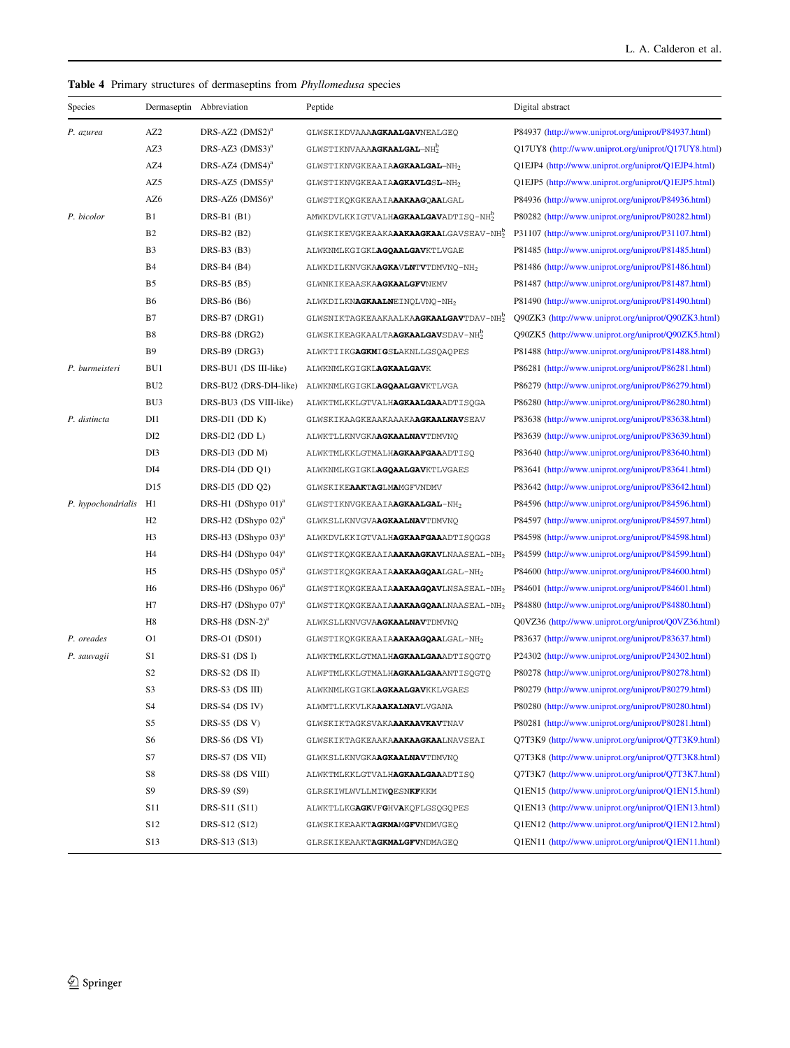**Table 4** Primary structures of dermaseptins from *Phyllomedusa* species

| Species | Dermaseptin | Abbreviation | Peptide | Digital abstract |
|---|---|---|---|---|
| *P. azurea* | AZ2 | DRS-AZ2 (DMS2)[a] | GLWSKIKDVAAA**AGKAALGAV**NEALGEQ | P84937 (http://www.uniprot.org/uniprot/P84937.html) |
| | AZ3 | DRS-AZ3 (DMS3)[a] | GLWSTIKNVAAA**AGKAALGAL**–NH$_2^b$ | Q17UY8 (http://www.uniprot.org/uniprot/Q17UY8.html) |
| | AZ4 | DRS-AZ4 (DMS4)[a] | GLWSTIKNVGKEAAIA**AGKAALGAL**–NH$_2$ | Q1EJP4 (http://www.uniprot.org/uniprot/Q1EJP4.html) |
| | AZ5 | DRS-AZ5 (DMS5)[a] | GLWSTIKNVGKEAAIA**AGKAVLGS**L–NH$_2$ | Q1EJP5 (http://www.uniprot.org/uniprot/Q1EJP5.html) |
| | AZ6 | DRS-AZ6 (DMS6)[a] | GLWSTIKQKGKEAAIA**AAKAAG**Q**AA**LGAL | P84936 (http://www.uniprot.org/uniprot/P84936.html) |
| *P. bicolor* | B1 | DRS-B1 (B1) | AMWKDVLKKIGTVALH**AGKAALGAV**ADTISQ–NH$_2^b$ | P80282 (http://www.uniprot.org/uniprot/P80282.html) |
| | B2 | DRS-B2 (B2) | GLWSKIKEVGKEAAKA**AAKAAGKAA**LGAVSEAV–NH$_2^b$ | P31107 (http://www.uniprot.org/uniprot/P31107.html) |
| | B3 | DRS-B3 (B3) | ALWKNMLKGIGKL**AGQAALGAV**KTLVGAE | P81485 (http://www.uniprot.org/uniprot/P81485.html) |
| | B4 | DRS-B4 (B4) | ALWKDILKNVGKA**AGKA**V**LNTV**TDMVNQ–NH$_2$ | P81486 (http://www.uniprot.org/uniprot/P81486.html) |
| | B5 | DRS-B5 (B5) | GLWNKIKEAASKA**AGKAALGFV**NEMV | P81487 (http://www.uniprot.org/uniprot/P81487.html) |
| | B6 | DRS-B6 (B6) | ALWKDILKN**AGKAALN**EINQLVNQ–NH$_2$ | P81490 (http://www.uniprot.org/uniprot/P81490.html) |
| | B7 | DRS-B7 (DRG1) | GLWSNIKTAGKEAAKAALKA**AGKAALGAV**TDAV–NH$_2^b$ | Q90ZK3 (http://www.uniprot.org/uniprot/Q90ZK3.html) |
| | B8 | DRS-B8 (DRG2) | GLWSKIKEAGKAALTA**AGKAALGAV**SDAV–NH$_2^b$ | Q90ZK5 (http://www.uniprot.org/uniprot/Q90ZK5.html) |
| | B9 | DRS-B9 (DRG3) | ALWKTIIKG**AGKM**I**G**S**L**AKNLLGSQAQPES | P81488 (http://www.uniprot.org/uniprot/P81488.html) |
| *P. burmeisteri* | BU1 | DRS-BU1 (DS III-like) | ALWKNMLKGIGKL**AGKAALGAV**K | P86281 (http://www.uniprot.org/uniprot/P86281.html) |
| | BU2 | DRS-BU2 (DRS-DI4-like) | ALWKNMLKGIGKL**AGQAALGAV**KTLVGA | P86279 (http://www.uniprot.org/uniprot/P86279.html) |
| | BU3 | DRS-BU3 (DS VIII-like) | ALWKTMLKKLGTVALH**AGKAALGAA**ADTISQGA | P86280 (http://www.uniprot.org/uniprot/P86280.html) |
| *P. distincta* | DI1 | DRS-DI1 (DD K) | GLWSKIKAAGKEAAKAAAKA**AGKAALNAV**SEAV | P83638 (http://www.uniprot.org/uniprot/P83638.html) |
| | DI2 | DRS-DI2 (DD L) | ALWKTLLKNVGKA**AGKAALNAV**TDMVNQ | P83639 (http://www.uniprot.org/uniprot/P83639.html) |
| | DI3 | DRS-DI3 (DD M) | ALWKTMLKKLGTMALH**AGKAAFGAA**ADTISQ | P83640 (http://www.uniprot.org/uniprot/P83640.html) |
| | DI4 | DRS-DI4 (DD Q1) | ALWKNMLKGIGKL**AGQAALGAV**KTLVGAES | P83641 (http://www.uniprot.org/uniprot/P83641.html) |
| | D15 | DRS-DI5 (DD Q2) | GLWSKIKE**AAKTAG**L**MA**MGFVNDMV | P83642 (http://www.uniprot.org/uniprot/P83642.html) |
| *P. hypochondrialis* | H1 | DRS-H1 (DShypo 01)[a] | GLWSTIKNVGKEAAIA**AGKAALGAL**–NH$_2$ | P84596 (http://www.uniprot.org/uniprot/P84596.html) |
| | H2 | DRS-H2 (DShypo 02)[a] | GLWKSLLKNVGVA**AGKAALNAV**TDMVNQ | P84597 (http://www.uniprot.org/uniprot/P84597.html) |
| | H3 | DRS-H3 (DShypo 03)[a] | ALWKDVLKKIGTVALH**AGKAAFGAA**ADTISQGGS | P84598 (http://www.uniprot.org/uniprot/P84598.html) |
| | H4 | DRS-H4 (DShypo 04)[a] | GLWSTIKQKGKEAAIA**AAKAAGKAV**LNAASEAL–NH$_2$ | P84599 (http://www.uniprot.org/uniprot/P84599.html) |
| | H5 | DRS-H5 (DShypo 05)[a] | GLWSTIKQKGKEAAIA**AAKAAGQAA**LGAL–NH$_2$ | P84600 (http://www.uniprot.org/uniprot/P84600.html) |
| | H6 | DRS-H6 (DShypo 06)[a] | GLWSTIKQKGKEAAIA**AAKAAGQAV**LNSASEAL–NH$_2$ | P84601 (http://www.uniprot.org/uniprot/P84601.html) |
| | H7 | DRS-H7 (DShypo 07)[a] | GLWSTIKQKGKEAAIA**AAKAAGQAA**LNAASEAL–NH$_2$ | P84880 (http://www.uniprot.org/uniprot/P84880.html) |
| | H8 | DRS-H8 (DSN-2)[a] | ALWKSLLKNVGVA**AGKAALNAV**TDMVNQ | Q0VZ36 (http://www.uniprot.org/uniprot/Q0VZ36.html) |
| *P. oreades* | O1 | DRS-O1 (DS01) | GLWSTIKQKGKEAAIA**AAKAAGQAA**LGAL–NH$_2$ | P83637 (http://www.uniprot.org/uniprot/P83637.html) |
| *P. sauvagii* | S1 | DRS-S1 (DS I) | ALWKTMLKKLGTMALH**AGKAALGAA**ADTISQGTQ | P24302 (http://www.uniprot.org/uniprot/P24302.html) |
| | S2 | DRS-S2 (DS II) | ALWFTMLKKLGTMALH**AGKAALGAA**ANTISQGTQ | P80278 (http://www.uniprot.org/uniprot/P80278.html) |
| | S3 | DRS-S3 (DS III) | ALWKNMLKGIGKL**AGKAALGAV**KKLVGAES | P80279 (http://www.uniprot.org/uniprot/P80279.html) |
| | S4 | DRS-S4 (DS IV) | ALWMTLLKKVLKA**AAKALNAV**LVGANA | P80280 (http://www.uniprot.org/uniprot/P80280.html) |
| | S5 | DRS-S5 (DS V) | GLWSKIKTAGKSVAKA**AAKAAVKAV**TNAV | P80281 (http://www.uniprot.org/uniprot/P80281.html) |
| | S6 | DRS-S6 (DS VI) | GLWSKIKTAGKEAAKA**AAKAAGKAA**LNAVSEAI | Q7T3K9 (http://www.uniprot.org/uniprot/Q7T3K9.html) |
| | S7 | DRS-S7 (DS VII) | GLWKSLLKNVGKA**AGKAALNAV**TDMVNQ | Q7T3K8 (http://www.uniprot.org/uniprot/Q7T3K8.html) |
| | S8 | DRS-S8 (DS VIII) | ALWKTMLKKLGTVALH**AGKAALGAA**ADTISQ | Q7T3K7 (http://www.uniprot.org/uniprot/Q7T3K7.html) |
| | S9 | DRS-S9 (S9) | GLRSKIWLWVLLMIW**Q**ESN**KF**KKM | Q1EN15 (http://www.uniprot.org/uniprot/Q1EN15.html) |
| | S11 | DRS-S11 (S11) | ALWKTLLKG**AGKV**F**G**HV**A**KQFLGSQGQPES | Q1EN13 (http://www.uniprot.org/uniprot/Q1EN13.html) |
| | S12 | DRS-S12 (S12) | GLWSKIKEAAKT**AGKMA**M**GFV**NDMVGEQ | Q1EN12 (http://www.uniprot.org/uniprot/Q1EN12.html) |
| | S13 | DRS-S13 (S13) | GLRSKIKEAAKT**AGKMALGFV**NDMAGEQ | Q1EN11 (http://www.uniprot.org/uniprot/Q1EN11.html) |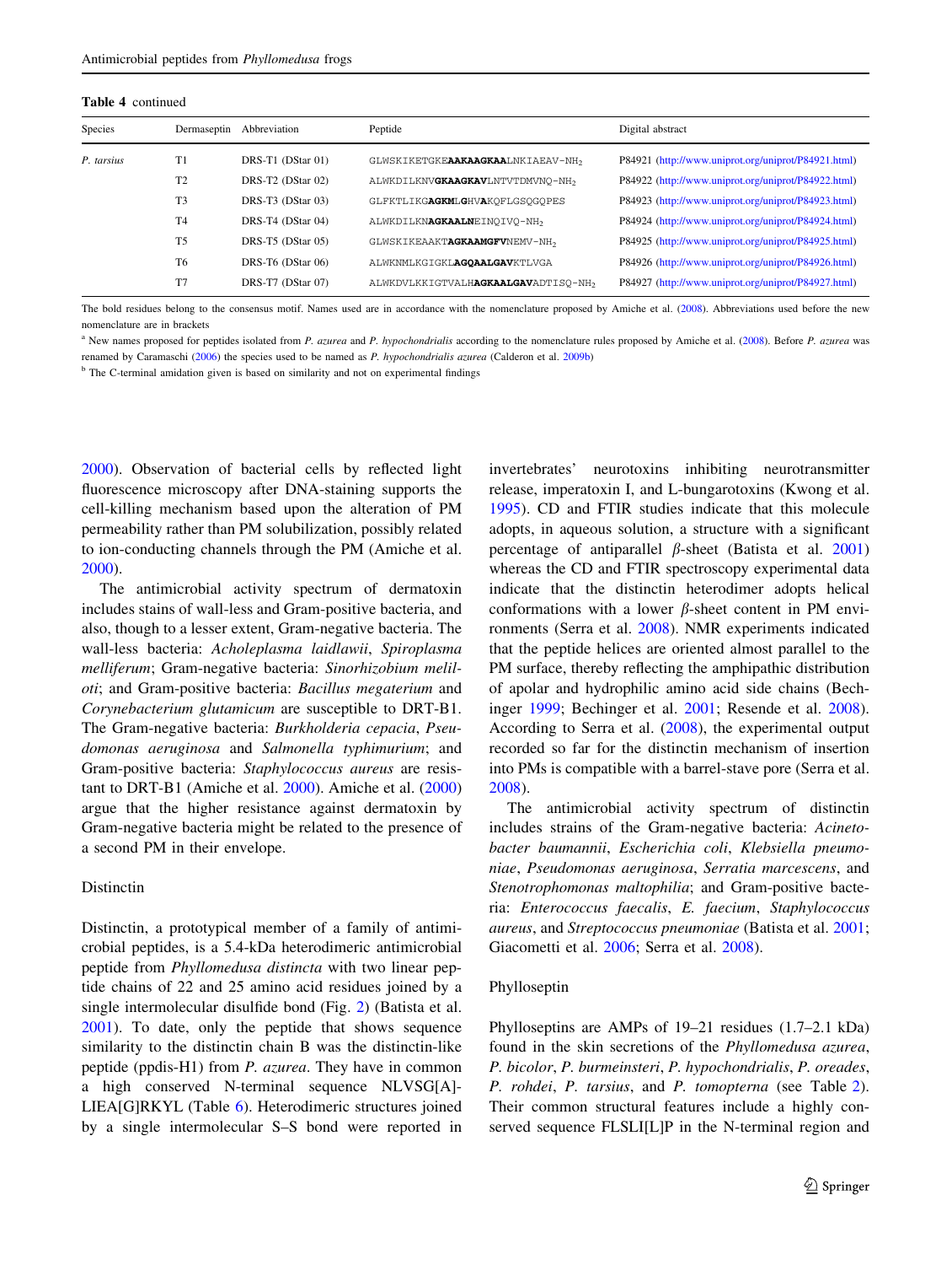**Table 4** continued

| Species | Dermaseptin | Abbreviation | Peptide | Digital abstract |
|---|---|---|---|---|
| *P. tarsius* | T1 | DRS-T1 (DStar 01) | GLWSKIKETGKE**AAKAAGKAA**LNKIAEAV-$NH_2$ | P84921 (http://www.uniprot.org/uniprot/P84921.html) |
| | T2 | DRS-T2 (DStar 02) | ALWKDILKNV**GKAAGKAV**LNTVTDMVNQ-$NH_2$ | P84922 (http://www.uniprot.org/uniprot/P84922.html) |
| | T3 | DRS-T3 (DStar 03) | GLFKTLIKG**AGKM**L**G**HV**A**KQFLGSQGQPES | P84923 (http://www.uniprot.org/uniprot/P84923.html) |
| | T4 | DRS-T4 (DStar 04) | ALWKDILKN**AGKAALN**EINQIVQ-$NH_2$ | P84924 (http://www.uniprot.org/uniprot/P84924.html) |
| | T5 | DRS-T5 (DStar 05) | GLWSKIKEAAKT**AGKAAMGFV**NEMV-$NH_2$ | P84925 (http://www.uniprot.org/uniprot/P84925.html) |
| | T6 | DRS-T6 (DStar 06) | ALWKNMLKGIGKL**AGQAALGAV**KTLVGA | P84926 (http://www.uniprot.org/uniprot/P84926.html) |
| | T7 | DRS-T7 (DStar 07) | ALWKDVLKKIGTVALH**AGKAALGAV**ADTISQ-$NH_2$ | P84927 (http://www.uniprot.org/uniprot/P84927.html) |

The bold residues belong to the consensus motif. Names used are in accordance with the nomenclature proposed by Amiche et al. (2008). Abbreviations used before the new nomenclature are in brackets

[a] New names proposed for peptides isolated from *P. azurea* and *P. hypochondrialis* according to the nomenclature rules proposed by Amiche et al. (2008). Before *P. azurea* was renamed by Caramaschi (2006) the species used to be named as *P. hypochondrialis azurea* (Calderon et al. 2009b)

[b] The C-terminal amidation given is based on similarity and not on experimental findings

2000). Observation of bacterial cells by reflected light fluorescence microscopy after DNA-staining supports the cell-killing mechanism based upon the alteration of PM permeability rather than PM solubilization, possibly related to ion-conducting channels through the PM (Amiche et al. 2000).

The antimicrobial activity spectrum of dermatoxin includes stains of wall-less and Gram-positive bacteria, and also, though to a lesser extent, Gram-negative bacteria. The wall-less bacteria: *Acholeplasma laidlawii*, *Spiroplasma melliferum*; Gram-negative bacteria: *Sinorhizobium meliloti*; and Gram-positive bacteria: *Bacillus megaterium* and *Corynebacterium glutamicum* are susceptible to DRT-B1. The Gram-negative bacteria: *Burkholderia cepacia*, *Pseudomonas aeruginosa* and *Salmonella typhimurium*; and Gram-positive bacteria: *Staphylococcus aureus* are resistant to DRT-B1 (Amiche et al. 2000). Amiche et al. (2000) argue that the higher resistance against dermatoxin by Gram-negative bacteria might be related to the presence of a second PM in their envelope.

### Distinctin

Distinctin, a prototypical member of a family of antimicrobial peptides, is a 5.4-kDa heterodimeric antimicrobial peptide from *Phyllomedusa distincta* with two linear peptide chains of 22 and 25 amino acid residues joined by a single intermolecular disulfide bond (Fig. 2) (Batista et al. 2001). To date, only the peptide that shows sequence similarity to the distinctin chain B was the distinctin-like peptide (ppdis-H1) from *P. azurea*. They have in common a high conserved N-terminal sequence NLVSG[A]-LIEA[G]RKYL (Table 6). Heterodimeric structures joined by a single intermolecular S–S bond were reported in invertebrates' neurotoxins inhibiting neurotransmitter release, imperatoxin I, and L-bungarotoxins (Kwong et al. 1995). CD and FTIR studies indicate that this molecule adopts, in aqueous solution, a structure with a significant percentage of antiparallel *β*-sheet (Batista et al. 2001) whereas the CD and FTIR spectroscopy experimental data indicate that the distinctin heterodimer adopts helical conformations with a lower *β*-sheet content in PM environments (Serra et al. 2008). NMR experiments indicated that the peptide helices are oriented almost parallel to the PM surface, thereby reflecting the amphipathic distribution of apolar and hydrophilic amino acid side chains (Bechinger 1999; Bechinger et al. 2001; Resende et al. 2008). According to Serra et al. (2008), the experimental output recorded so far for the distinctin mechanism of insertion into PMs is compatible with a barrel-stave pore (Serra et al. 2008).

The antimicrobial activity spectrum of distinctin includes strains of the Gram-negative bacteria: *Acinetobacter baumannii*, *Escherichia coli*, *Klebsiella pneumoniae*, *Pseudomonas aeruginosa*, *Serratia marcescens*, and *Stenotrophomonas maltophilia*; and Gram-positive bacteria: *Enterococcus faecalis*, *E. faecium*, *Staphylococcus aureus*, and *Streptococcus pneumoniae* (Batista et al. 2001; Giacometti et al. 2006; Serra et al. 2008).

### Phylloseptin

Phylloseptins are AMPs of 19–21 residues (1.7–2.1 kDa) found in the skin secretions of the *Phyllomedusa azurea*, *P. bicolor*, *P. burmeinsteri*, *P. hypochondrialis*, *P. oreades*, *P. rohdei*, *P. tarsius*, and *P. tomopterna* (see Table 2). Their common structural features include a highly conserved sequence FLSLI[L]P in the N-terminal region and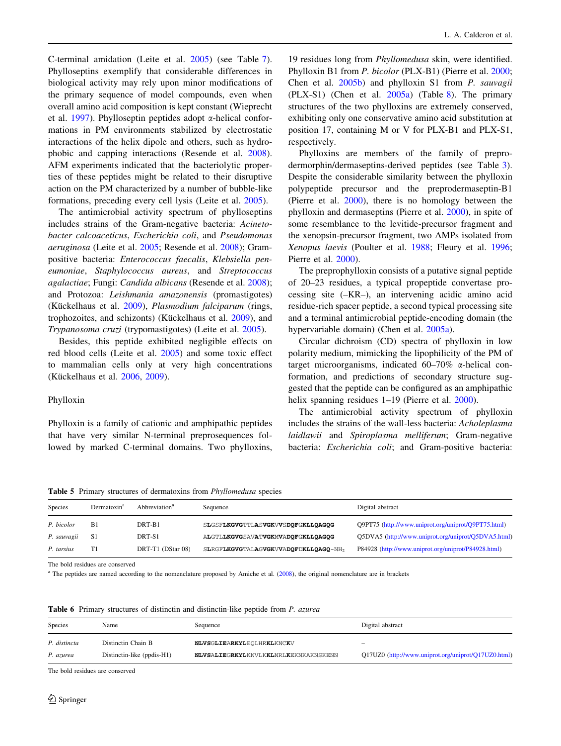C-terminal amidation (Leite et al. 2005) (see Table 7). Phylloseptins exemplify that considerable differences in biological activity may rely upon minor modifications of the primary sequence of model compounds, even when overall amino acid composition is kept constant (Wieprecht et al. 1997). Phylloseptin peptides adopt α-helical conformations in PM environments stabilized by electrostatic interactions of the helix dipole and others, such as hydrophobic and capping interactions (Resende et al. 2008). AFM experiments indicated that the bacteriolytic properties of these peptides might be related to their disruptive action on the PM characterized by a number of bubble-like formations, preceding every cell lysis (Leite et al. 2005).

The antimicrobial activity spectrum of phylloseptins includes strains of the Gram-negative bacteria: *Acinetobacter calcoaceticus*, *Escherichia coli*, and *Pseudomonas aeruginosa* (Leite et al. 2005; Resende et al. 2008); Gram-positive bacteria: *Enterococcus faecalis*, *Klebsiella peneumoniae*, *Staphylococcus aureus*, and *Streptococcus agalactiae*; Fungi: *Candida albicans* (Resende et al. 2008); and Protozoa: *Leishmania amazonensis* (promastigotes) (Kückelhaus et al. 2009), *Plasmodium falciparum* (rings, trophozoites, and schizonts) (Kückelhaus et al. 2009), and *Trypanosoma cruzi* (trypomastigotes) (Leite et al. 2005).

Besides, this peptide exhibited negligible effects on red blood cells (Leite et al. 2005) and some toxic effect to mammalian cells only at very high concentrations (Kückelhaus et al. 2006, 2009).

## Phylloxin

Phylloxin is a family of cationic and amphipathic peptides that have very similar N-terminal preprosequences followed by marked C-terminal domains. Two phylloxins, 19 residues long from *Phyllomedusa* skin, were identified. Phylloxin B1 from *P. bicolor* (PLX-B1) (Pierre et al. 2000; Chen et al. 2005b) and phylloxin S1 from *P. sauvagii* (PLX-S1) (Chen et al. 2005a) (Table 8). The primary structures of the two phylloxins are extremely conserved, exhibiting only one conservative amino acid substitution at position 17, containing M or V for PLX-B1 and PLX-S1, respectively.

Phylloxins are members of the family of preprodermorphin/dermaseptins-derived peptides (see Table 3). Despite the considerable similarity between the phylloxin polypeptide precursor and the preprodermaseptin-B1 (Pierre et al. 2000), there is no homology between the phylloxin and dermaseptins (Pierre et al. 2000), in spite of some resemblance to the levitide-precursor fragment and the xenopsin-precursor fragment, two AMPs isolated from *Xenopus laevis* (Poulter et al. 1988; Fleury et al. 1996; Pierre et al. 2000).

The preprophylloxin consists of a putative signal peptide of 20–23 residues, a typical propeptide convertase processing site (–KR–), an intervening acidic amino acid residue-rich spacer peptide, a second typical processing site and a terminal antimicrobial peptide-encoding domain (the hypervariable domain) (Chen et al. 2005a).

Circular dichroism (CD) spectra of phylloxin in low polarity medium, mimicking the lipophilicity of the PM of target microorganisms, indicated 60–70% α-helical conformation, and predictions of secondary structure suggested that the peptide can be configured as an amphipathic helix spanning residues 1–19 (Pierre et al. 2000).

The antimicrobial activity spectrum of phylloxin includes the strains of the wall-less bacteria: *Acholeplasma laidlawii* and *Spiroplasma melliferum*; Gram-negative bacteria: *Escherichia coli*; and Gram-positive bacteria:

**Table 5** Primary structures of dermatoxins from *Phyllomedusa* species

| Species | Dermatoxin[a] | Abbreviation[a] | Sequence | Digital abstract |
|---|---|---|---|---|
| *P. bicolor* | B1 | DRT-B1 | S**L**GSF**LKGVG**TTL**A**S**VGK**V**V**S**DQFG**K**LLQ**A**GQG** | Q9PT75 (http://www.uniprot.org/uniprot/Q9PT75.html) |
| *P. sauvagii* | S1 | DRT-S1 | A**L**GTL**LKGVG**SAV**A**T**VGK**M**V**A**DQFG**K**LLQ**A**GQG** | Q5DVA5 (http://www.uniprot.org/uniprot/Q5DVA5.html) |
| *P. tarsius* | T1 | DRT-T1 (DStar 08) | S**L**RGF**LKGVG**TAL**A**G**VGK**V**V**A**DQF**D**K**L**LQ**A**GQ**-NH$_2$ | P84928 (http://www.uniprot.org/uniprot/P84928.html) |

The bold residues are conserved

[a] The peptides are named according to the nomenclature proposed by Amiche et al. (2008), the original nomenclature are in brackets

**Table 6** Primary structures of distinctin and distinctin-like peptide from *P. azurea*

| Species | Name | Sequence | Digital abstract |
|---|---|---|---|
| *P. distincta* | Distinctin Chain B | **NLVS**G**LIE**A**RKYL**EQLHR**KL**KNC**K**V | – |
| *P. azurea* | Distinctin-like (ppdis-H1) | **NLVS**A**LIE**G**RKYL**KNVLK**KL**NRL**K**EKNKAKNSKENN | Q17UZ0 (http://www.uniprot.org/uniprot/Q17UZ0.html) |

The bold residues are conserved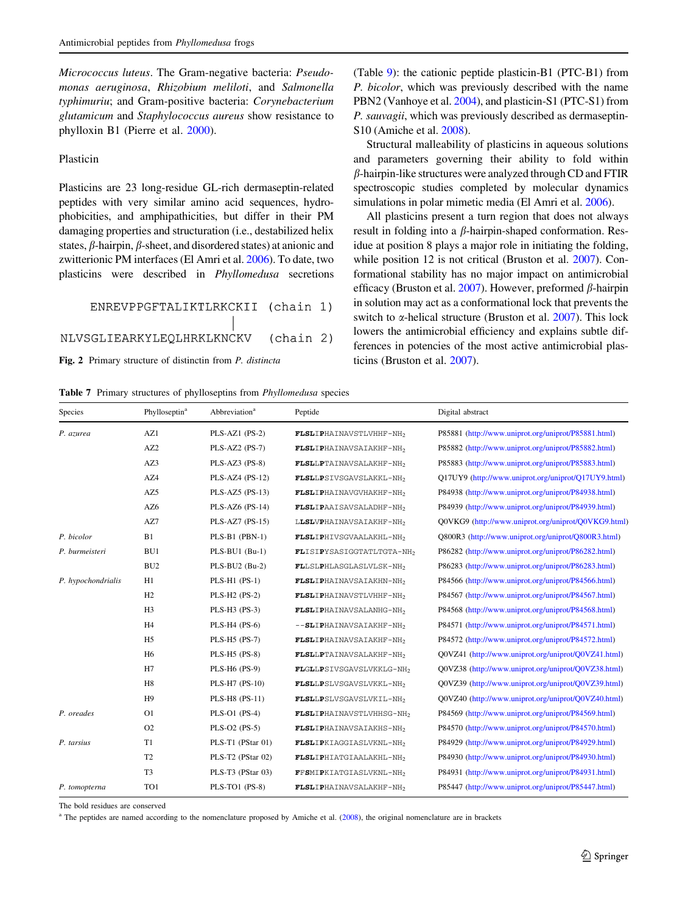*Micrococcus luteus*. The Gram-negative bacteria: *Pseudomonas aeruginosa*, *Rhizobium meliloti*, and *Salmonella typhimuriu*; and Gram-positive bacteria: *Corynebacterium glutamicum* and *Staphylococcus aureus* show resistance to phylloxin B1 (Pierre et al. 2000).

### Plasticin

Plasticins are 23 long-residue GL-rich dermaseptin-related peptides with very similar amino acid sequences, hydrophobicities, and amphipathicities, but differ in their PM damaging properties and structuration (i.e., destabilized helix states, β-hairpin, β-sheet, and disordered states) at anionic and zwitterionic PM interfaces (El Amri et al. 2006). To date, two plasticins were described in *Phyllomedusa* secretions

```
    ENREVPPGFTALIKTLRKCKII  (chain 1)
                       |
NLVSGLIEARKYLEQLHRKLKNCKV   (chain 2)
```

**Fig. 2** Primary structure of distinctin from *P. distincta*

(Table 9): the cationic peptide plasticin-B1 (PTC-B1) from *P. bicolor*, which was previously described with the name PBN2 (Vanhoye et al. 2004), and plasticin-S1 (PTC-S1) from *P. sauvagii*, which was previously described as dermaseptin-S10 (Amiche et al. 2008).

Structural malleability of plasticins in aqueous solutions and parameters governing their ability to fold within β-hairpin-like structures were analyzed through CD and FTIR spectroscopic studies completed by molecular dynamics simulations in polar mimetic media (El Amri et al. 2006).

All plasticins present a turn region that does not always result in folding into a β-hairpin-shaped conformation. Residue at position 8 plays a major role in initiating the folding, while position 12 is not critical (Bruston et al. 2007). Conformational stability has no major impact on antimicrobial efficacy (Bruston et al. 2007). However, preformed β-hairpin in solution may act as a conformational lock that prevents the switch to α-helical structure (Bruston et al. 2007). This lock lowers the antimicrobial efficiency and explains subtle differences in potencies of the most active antimicrobial plasticins (Bruston et al. 2007).

**Table 7** Primary structures of phylloseptins from *Phyllomedusa* species

| Species | Phylloseptin[a] | Abbreviation[a] | Peptide | Digital abstract |
|---|---|---|---|---|
| *P. azurea* | AZ1 | PLS-AZ1 (PS-2) | **FLSLIP**HAINAVSTLVHHF-$NH_2$ | P85881 (http://www.uniprot.org/uniprot/P85881.html) |
| | AZ2 | PLS-AZ2 (PS-7) | **FLSLIP**HAINAVSAIAKHF-$NH_2$ | P85882 (http://www.uniprot.org/uniprot/P85882.html) |
| | AZ3 | PLS-AZ3 (PS-8) | **FLSLLP**TAINAVSALAKHF-$NH_2$ | P85883 (http://www.uniprot.org/uniprot/P85883.html) |
| | AZ4 | PLS-AZ4 (PS-12) | **FLSLLP**SIVSGAVSLAKKL-$NH_2$ | Q17UY9 (http://www.uniprot.org/uniprot/Q17UY9.html) |
| | AZ5 | PLS-AZ5 (PS-13) | **FLSLIP**HAINAVGVHAKHF-$NH_2$ | P84938 (http://www.uniprot.org/uniprot/P84938.html) |
| | AZ6 | PLS-AZ6 (PS-14) | **FLSLIP**AAISAVSALADHF-$NH_2$ | P84939 (http://www.uniprot.org/uniprot/P84939.html) |
| | AZ7 | PLS-AZ7 (PS-15) | L**LSLVP**HAINAVSAIAKHF-$NH_2$ | Q0VKG9 (http://www.uniprot.org/uniprot/Q0VKG9.html) |
| *P. bicolor* | B1 | PLS-B1 (PBN-1) | **FLSLIP**HIVSGVAALAKHL-$NH_2$ | Q800R3 (http://www.uniprot.org/uniprot/Q800R3.html) |
| *P. burmeisteri* | BU1 | PLS-BU1 (Bu-1) | **FL**ISIPYSASIGGTATLTGTA-$NH_2$ | P86282 (http://www.uniprot.org/uniprot/P86282.html) |
| | BU2 | PLS-BU2 (Bu-2) | **FL**LSLPHLASGLASLVLSK-$NH_2$ | P86283 (http://www.uniprot.org/uniprot/P86283.html) |
| *P. hypochondrialis* | H1 | PLS-H1 (PS-1) | **FLSLIP**HAINAVSAIAKHN-$NH_2$ | P84566 (http://www.uniprot.org/uniprot/P84566.html) |
| | H2 | PLS-H2 (PS-2) | **FLSLIP**HAINAVSTLVHHF-$NH_2$ | P84567 (http://www.uniprot.org/uniprot/P84567.html) |
| | H3 | PLS-H3 (PS-3) | **FLSLIP**HAINAVSALANHG-$NH_2$ | P84568 (http://www.uniprot.org/uniprot/P84568.html) |
| | H4 | PLS-H4 (PS-6) | --**SLIP**HAINAVSAIAKHF-$NH_2$ | P84571 (http://www.uniprot.org/uniprot/P84571.html) |
| | H5 | PLS-H5 (PS-7) | **FLSLIP**HAINAVSAIAKHF-$NH_2$ | P84572 (http://www.uniprot.org/uniprot/P84572.html) |
| | H6 | PLS-H5 (PS-8) | **FLSLLP**TAINAVSALAKHF-$NH_2$ | Q0VZ41 (http://www.uniprot.org/uniprot/Q0VZ41.html) |
| | H7 | PLS-H6 (PS-9) | **FL**G**LLP**SIVSGAVSLVKKLG-$NH_2$ | Q0VZ38 (http://www.uniprot.org/uniprot/Q0VZ38.html) |
| | H8 | PLS-H7 (PS-10) | **FLSLLP**SLVSGAVSLVKKL-$NH_2$ | Q0VZ39 (http://www.uniprot.org/uniprot/Q0VZ39.html) |
| | H9 | PLS-H8 (PS-11) | **FLSLLP**SLVSGAVSLVKIL-$NH_2$ | Q0VZ40 (http://www.uniprot.org/uniprot/Q0VZ40.html) |
| *P. oreades* | O1 | PLS-O1 (PS-4) | **FLSLIP**HAINAVSTLVHHSG-$NH_2$ | P84569 (http://www.uniprot.org/uniprot/P84569.html) |
| | O2 | PLS-O2 (PS-5) | **FLSLIP**HAINAVSAIAKHS-$NH_2$ | P84570 (http://www.uniprot.org/uniprot/P84570.html) |
| *P. tarsius* | T1 | PLS-T1 (PStar 01) | **FLSLIP**KIAGGIASLVKNL-$NH_2$ | P84929 (http://www.uniprot.org/uniprot/P84929.html) |
| | T2 | PLS-T2 (PStar 02) | **FLSLIP**HIATGIAALAKHL-$NH_2$ | P84930 (http://www.uniprot.org/uniprot/P84930.html) |
| | T3 | PLS-T3 (PStar 03) | **F**F**S**M**IP**KIATGIASLVKNL-$NH_2$ | P84931 (http://www.uniprot.org/uniprot/P84931.html) |
| *P. tomopterna* | TO1 | PLS-TO1 (PS-8) | **FLSLIP**HAINAVSALAKHF-$NH_2$ | P85447 (http://www.uniprot.org/uniprot/P85447.html) |

The bold residues are conserved

[a] The peptides are named according to the nomenclature proposed by Amiche et al. (2008), the original nomenclature are in brackets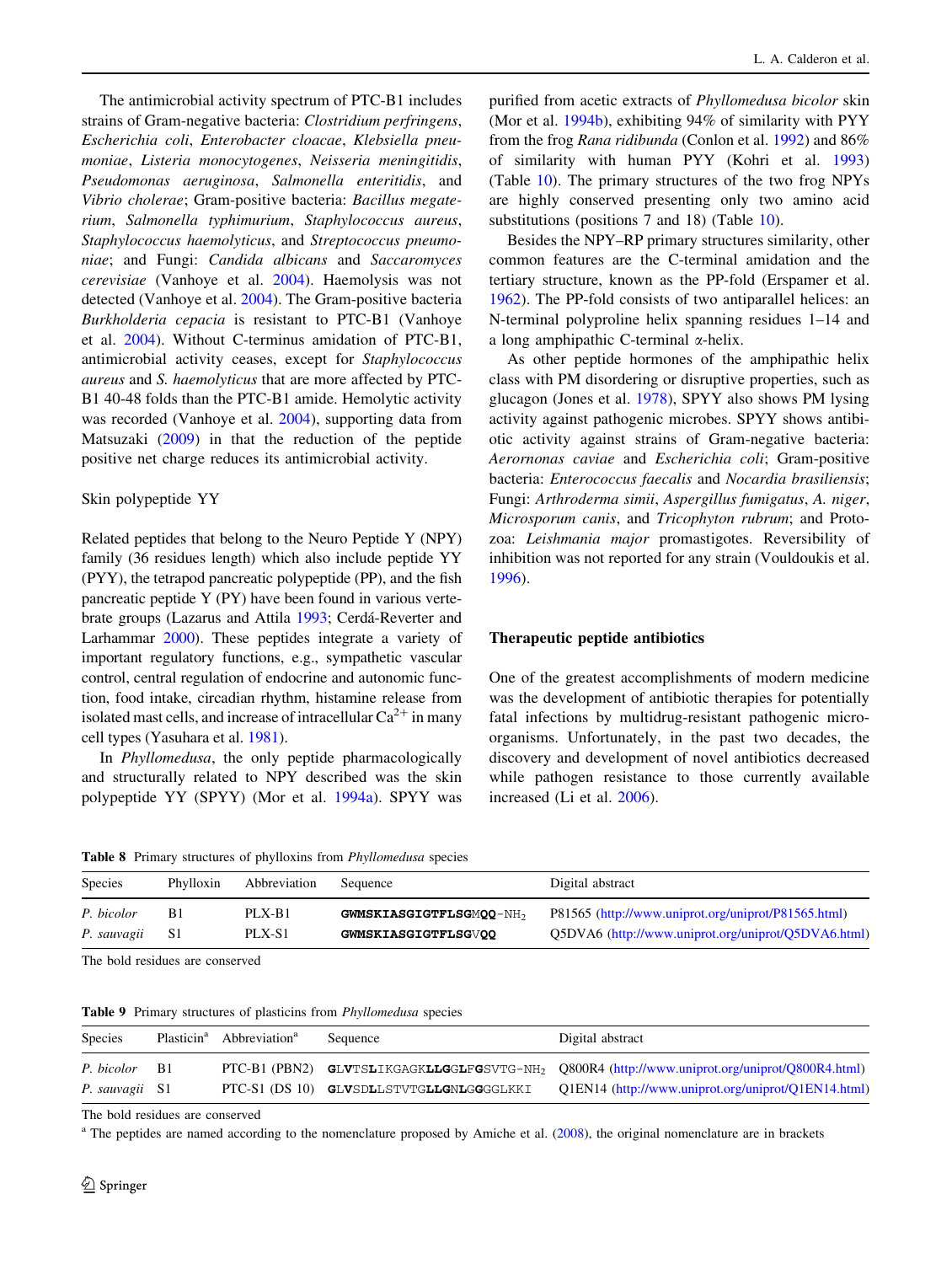The antimicrobial activity spectrum of PTC-B1 includes strains of Gram-negative bacteria: *Clostridium perfringens*, *Escherichia coli*, *Enterobacter cloacae*, *Klebsiella pneumoniae*, *Listeria monocytogenes*, *Neisseria meningitidis*, *Pseudomonas aeruginosa*, *Salmonella enteritidis*, and *Vibrio cholerae*; Gram-positive bacteria: *Bacillus megaterium*, *Salmonella typhimurium*, *Staphylococcus aureus*, *Staphylococcus haemolyticus*, and *Streptococcus pneumoniae*; and Fungi: *Candida albicans* and *Saccaromyces cerevisiae* (Vanhoye et al. 2004). Haemolysis was not detected (Vanhoye et al. 2004). The Gram-positive bacteria *Burkholderia cepacia* is resistant to PTC-B1 (Vanhoye et al. 2004). Without C-terminus amidation of PTC-B1, antimicrobial activity ceases, except for *Staphylococcus aureus* and *S. haemolyticus* that are more affected by PTC-B1 40-48 folds than the PTC-B1 amide. Hemolytic activity was recorded (Vanhoye et al. 2004), supporting data from Matsuzaki (2009) in that the reduction of the peptide positive net charge reduces its antimicrobial activity.

### Skin polypeptide YY

Related peptides that belong to the Neuro Peptide Y (NPY) family (36 residues length) which also include peptide YY (PYY), the tetrapod pancreatic polypeptide (PP), and the fish pancreatic peptide Y (PY) have been found in various vertebrate groups (Lazarus and Attila 1993; Cerdá-Reverter and Larhammar 2000). These peptides integrate a variety of important regulatory functions, e.g., sympathetic vascular control, central regulation of endocrine and autonomic function, food intake, circadian rhythm, histamine release from isolated mast cells, and increase of intracellular $Ca^{2+}$ in many cell types (Yasuhara et al. 1981).

In *Phyllomedusa*, the only peptide pharmacologically and structurally related to NPY described was the skin polypeptide YY (SPYY) (Mor et al. 1994a). SPYY was purified from acetic extracts of *Phyllomedusa bicolor* skin (Mor et al. 1994b), exhibiting 94% of similarity with PYY from the frog *Rana ridibunda* (Conlon et al. 1992) and 86% of similarity with human PYY (Kohri et al. 1993) (Table 10). The primary structures of the two frog NPYs are highly conserved presenting only two amino acid substitutions (positions 7 and 18) (Table 10).

Besides the NPY–RP primary structures similarity, other common features are the C-terminal amidation and the tertiary structure, known as the PP-fold (Erspamer et al. 1962). The PP-fold consists of two antiparallel helices: an N-terminal polyproline helix spanning residues 1–14 and a long amphipathic C-terminal α-helix.

As other peptide hormones of the amphipathic helix class with PM disordering or disruptive properties, such as glucagon (Jones et al. 1978), SPYY also shows PM lysing activity against pathogenic microbes. SPYY shows antibiotic activity against strains of Gram-negative bacteria: *Aerornonas caviae* and *Escherichia coli*; Gram-positive bacteria: *Enterococcus faecalis* and *Nocardia brasiliensis*; Fungi: *Arthroderma simii*, *Aspergillus fumigatus*, *A. niger*, *Microsporum canis*, and *Tricophyton rubrum*; and Protozoa: *Leishmania major* promastigotes. Reversibility of inhibition was not reported for any strain (Vouldoukis et al. 1996).

## Therapeutic peptide antibiotics

One of the greatest accomplishments of modern medicine was the development of antibiotic therapies for potentially fatal infections by multidrug-resistant pathogenic microorganisms. Unfortunately, in the past two decades, the discovery and development of novel antibiotics decreased while pathogen resistance to those currently available increased (Li et al. 2006).

**Table 8** Primary structures of phylloxins from *Phyllomedusa* species

| Species | Phylloxin | Abbreviation | Sequence | Digital abstract |
|---|---|---|---|---|
| *P. bicolor* | B1 | PLX-B1 | **GWMSKIASGIGTFLSG**M**QQ**-$NH_2$ | P81565 (http://www.uniprot.org/uniprot/P81565.html) |
| *P. sauvagii* | S1 | PLX-S1 | **GWMSKIASGIGTFLSG**V**QQ** | Q5DVA6 (http://www.uniprot.org/uniprot/Q5DVA6.html) |

The bold residues are conserved

**Table 9** Primary structures of plasticins from *Phyllomedusa* species

| Species | Plasticin[a] | Abbreviation[a] | Sequence | Digital abstract |
|---|---|---|---|---|
| *P. bicolor* | B1 | PTC-B1 (PBN2) | **G**L**V**TS**L**IKGAGK**LLG**GL**F**G**S**VTG-$NH_2$ | Q800R4 (http://www.uniprot.org/uniprot/Q800R4.html) |
| *P. sauvagii* | S1 | PTC-S1 (DS 10) | **G**L**V**SD**L**LSTVTG**LLG**NL**G**G**G**LKKI | Q1EN14 (http://www.uniprot.org/uniprot/Q1EN14.html) |

The bold residues are conserved

[a] The peptides are named according to the nomenclature proposed by Amiche et al. (2008), the original nomenclature are in brackets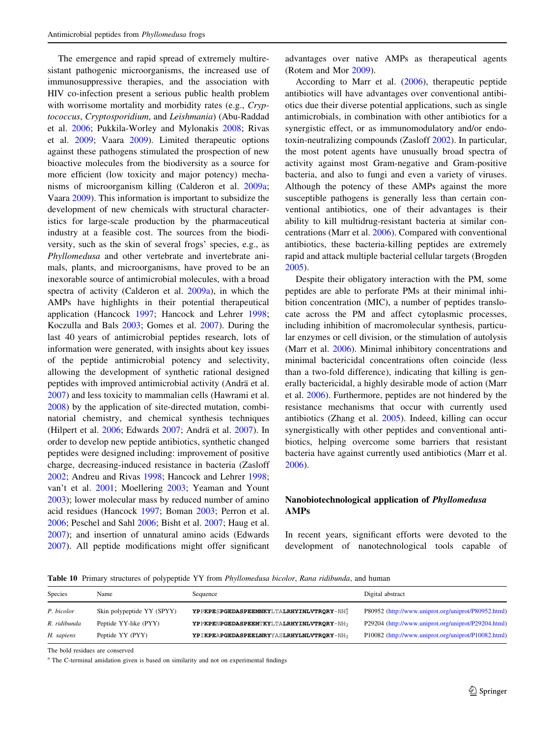The emergence and rapid spread of extremely multiresistant pathogenic microorganisms, the increased use of immunosuppressive therapies, and the association with HIV co-infection present a serious public health problem with worrisome mortality and morbidity rates (e.g., *Cryptococcus*, *Cryptosporidium*, and *Leishmania*) (Abu-Raddad et al. 2006; Pukkila-Worley and Mylonakis 2008; Rivas et al. 2009; Vaara 2009). Limited therapeutic options against these pathogens stimulated the prospection of new bioactive molecules from the biodiversity as a source for more efficient (low toxicity and major potency) mechanisms of microorganism killing (Calderon et al. 2009a; Vaara 2009). This information is important to subsidize the development of new chemicals with structural characteristics for large-scale production by the pharmaceutical industry at a feasible cost. The sources from the biodiversity, such as the skin of several frogs' species, e.g., as *Phyllomedusa* and other vertebrate and invertebrate animals, plants, and microorganisms, have proved to be an inexorable source of antimicrobial molecules, with a broad spectra of activity (Calderon et al. 2009a), in which the AMPs have highlights in their potential therapeutical application (Hancock 1997; Hancock and Lehrer 1998; Koczulla and Bals 2003; Gomes et al. 2007). During the last 40 years of antimicrobial peptides research, lots of information were generated, with insights about key issues of the peptide antimicrobial potency and selectivity, allowing the development of synthetic rational designed peptides with improved antimicrobial activity (Andrä et al. 2007) and less toxicity to mammalian cells (Hawrami et al. 2008) by the application of site-directed mutation, combinatorial chemistry, and chemical synthesis techniques (Hilpert et al. 2006; Edwards 2007; Andrä et al. 2007). In order to develop new peptide antibiotics, synthetic changed peptides were designed including: improvement of positive charge, decreasing-induced resistance in bacteria (Zasloff 2002; Andreu and Rivas 1998; Hancock and Lehrer 1998; van't et al. 2001; Moellering 2003; Yeaman and Yount 2003); lower molecular mass by reduced number of amino acid residues (Hancock 1997; Boman 2003; Perron et al. 2006; Peschel and Sahl 2006; Bisht et al. 2007; Haug et al. 2007); and insertion of unnatural amino acids (Edwards 2007). All peptide modifications might offer significant advantages over native AMPs as therapeutical agents (Rotem and Mor 2009).

According to Marr et al. (2006), therapeutic peptide antibiotics will have advantages over conventional antibiotics due their diverse potential applications, such as single antimicrobials, in combination with other antibiotics for a synergistic effect, or as immunomodulatory and/or endotoxin-neutralizing compounds (Zasloff 2002). In particular, the most potent agents have unusually broad spectra of activity against most Gram-negative and Gram-positive bacteria, and also to fungi and even a variety of viruses. Although the potency of these AMPs against the more susceptible pathogens is generally less than certain conventional antibiotics, one of their advantages is their ability to kill multidrug-resistant bacteria at similar concentrations (Marr et al. 2006). Compared with conventional antibiotics, these bacteria-killing peptides are extremely rapid and attack multiple bacterial cellular targets (Brogden 2005).

Despite their obligatory interaction with the PM, some peptides are able to perforate PMs at their minimal inhibition concentration (MIC), a number of peptides translocate across the PM and affect cytoplasmic processes, including inhibition of macromolecular synthesis, particular enzymes or cell division, or the stimulation of autolysis (Marr et al. 2006). Minimal inhibitory concentrations and minimal bactericidal concentrations often coincide (less than a two-fold difference), indicating that killing is generally bactericidal, a highly desirable mode of action (Marr et al. 2006). Furthermore, peptides are not hindered by the resistance mechanisms that occur with currently used antibiotics (Zhang et al. 2005). Indeed, killing can occur synergistically with other peptides and conventional antibiotics, helping overcome some barriers that resistant bacteria have against currently used antibiotics (Marr et al. 2006).

## Nanobiotechnological application of *Phyllomedusa* AMPs

In recent years, significant efforts were devoted to the development of nanotechnological tools capable of

**Table 10** Primary structures of polypeptide YY from *Phyllomedusa bicolor*, *Rana ridibunda*, and human

| Species | Name | Sequence | Digital abstract |
|---|---|---|---|
| *P. bicolor* | Skin polypeptide YY (SPYY) | **YPP**K**PE**S**PGEDASPEEM**NKY**L**TA**LRHYINLVTRQRY**-$NH_2^a$ | P80952 (http://www.uniprot.org/uniprot/P80952.html) |
| *R. ridibunda* | Peptide YY-like (PYY) | **YPP**K**PE**N**PGEDASPEEM**TKY**L**TA**LRHYINLVTRQRY**-$NH_2$ | P29204 (http://www.uniprot.org/uniprot/P29204.html) |
| *H. sapiens* | Peptide YY (PYY) | **YP**I**K**P**E**A**PGEDASPEE**LNRYYAS**LRHY**L**NLVTRQRY**-$NH_2$ | P10082 (http://www.uniprot.org/uniprot/P10082.html) |

The bold residues are conserved

[a] The C-terminal amidation given is based on similarity and not on experimental findings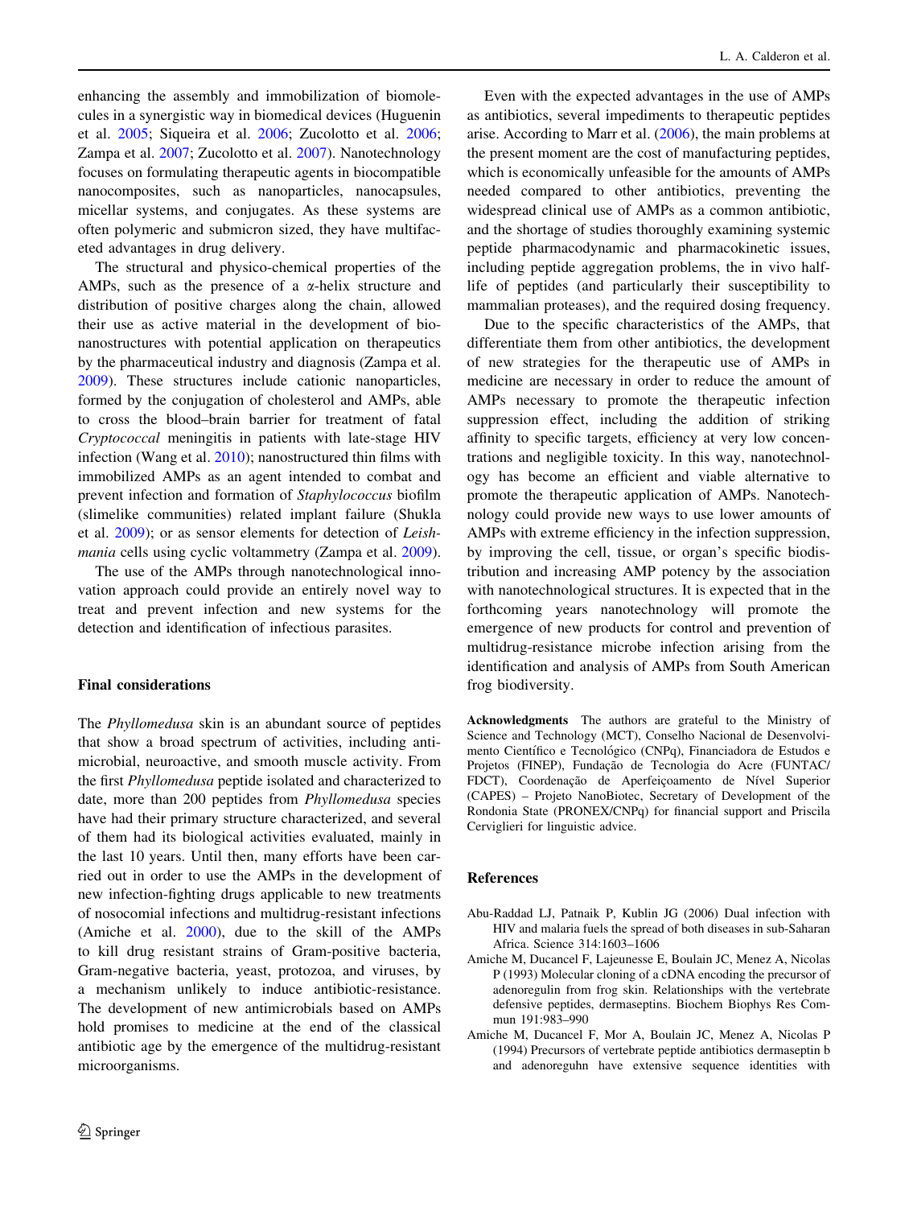enhancing the assembly and immobilization of biomolecules in a synergistic way in biomedical devices (Huguenin et al. 2005; Siqueira et al. 2006; Zucolotto et al. 2006; Zampa et al. 2007; Zucolotto et al. 2007). Nanotechnology focuses on formulating therapeutic agents in biocompatible nanocomposites, such as nanoparticles, nanocapsules, micellar systems, and conjugates. As these systems are often polymeric and submicron sized, they have multifaceted advantages in drug delivery.

The structural and physico-chemical properties of the AMPs, such as the presence of a α-helix structure and distribution of positive charges along the chain, allowed their use as active material in the development of bionanostructures with potential application on therapeutics by the pharmaceutical industry and diagnosis (Zampa et al. 2009). These structures include cationic nanoparticles, formed by the conjugation of cholesterol and AMPs, able to cross the blood–brain barrier for treatment of fatal *Cryptococcal* meningitis in patients with late-stage HIV infection (Wang et al. 2010); nanostructured thin films with immobilized AMPs as an agent intended to combat and prevent infection and formation of *Staphylococcus* biofilm (slimelike communities) related implant failure (Shukla et al. 2009); or as sensor elements for detection of *Leishmania* cells using cyclic voltammetry (Zampa et al. 2009).

The use of the AMPs through nanotechnological innovation approach could provide an entirely novel way to treat and prevent infection and new systems for the detection and identification of infectious parasites.

## Final considerations

The *Phyllomedusa* skin is an abundant source of peptides that show a broad spectrum of activities, including antimicrobial, neuroactive, and smooth muscle activity. From the first *Phyllomedusa* peptide isolated and characterized to date, more than 200 peptides from *Phyllomedusa* species have had their primary structure characterized, and several of them had its biological activities evaluated, mainly in the last 10 years. Until then, many efforts have been carried out in order to use the AMPs in the development of new infection-fighting drugs applicable to new treatments of nosocomial infections and multidrug-resistant infections (Amiche et al. 2000), due to the skill of the AMPs to kill drug resistant strains of Gram-positive bacteria, Gram-negative bacteria, yeast, protozoa, and viruses, by a mechanism unlikely to induce antibiotic-resistance. The development of new antimicrobials based on AMPs hold promises to medicine at the end of the classical antibiotic age by the emergence of the multidrug-resistant microorganisms.

Even with the expected advantages in the use of AMPs as antibiotics, several impediments to therapeutic peptides arise. According to Marr et al. (2006), the main problems at the present moment are the cost of manufacturing peptides, which is economically unfeasible for the amounts of AMPs needed compared to other antibiotics, preventing the widespread clinical use of AMPs as a common antibiotic, and the shortage of studies thoroughly examining systemic peptide pharmacodynamic and pharmacokinetic issues, including peptide aggregation problems, the in vivo half-life of peptides (and particularly their susceptibility to mammalian proteases), and the required dosing frequency.

Due to the specific characteristics of the AMPs, that differentiate them from other antibiotics, the development of new strategies for the therapeutic use of AMPs in medicine are necessary in order to reduce the amount of AMPs necessary to promote the therapeutic infection suppression effect, including the addition of striking affinity to specific targets, efficiency at very low concentrations and negligible toxicity. In this way, nanotechnology has become an efficient and viable alternative to promote the therapeutic application of AMPs. Nanotechnology could provide new ways to use lower amounts of AMPs with extreme efficiency in the infection suppression, by improving the cell, tissue, or organ's specific biodistribution and increasing AMP potency by the association with nanotechnological structures. It is expected that in the forthcoming years nanotechnology will promote the emergence of new products for control and prevention of multidrug-resistance microbe infection arising from the identification and analysis of AMPs from South American frog biodiversity.

**Acknowledgments** The authors are grateful to the Ministry of Science and Technology (MCT), Conselho Nacional de Desenvolvimento Científico e Tecnológico (CNPq), Financiadora de Estudos e Projetos (FINEP), Fundação de Tecnologia do Acre (FUNTAC/FDCT), Coordenação de Aperfeiçoamento de Nível Superior (CAPES) – Projeto NanoBiotec, Secretary of Development of the Rondonia State (PRONEX/CNPq) for financial support and Priscila Cerviglieri for linguistic advice.

## References

Abu-Raddad LJ, Patnaik P, Kublin JG (2006) Dual infection with HIV and malaria fuels the spread of both diseases in sub-Saharan Africa. Science 314:1603–1606

Amiche M, Ducancel F, Lajeunesse E, Boulain JC, Menez A, Nicolas P (1993) Molecular cloning of a cDNA encoding the precursor of adenoregulin from frog skin. Relationships with the vertebrate defensive peptides, dermaseptins. Biochem Biophys Res Commun 191:983–990

Amiche M, Ducancel F, Mor A, Boulain JC, Menez A, Nicolas P (1994) Precursors of vertebrate peptide antibiotics dermaseptin b and adenoreguhn have extensive sequence identities with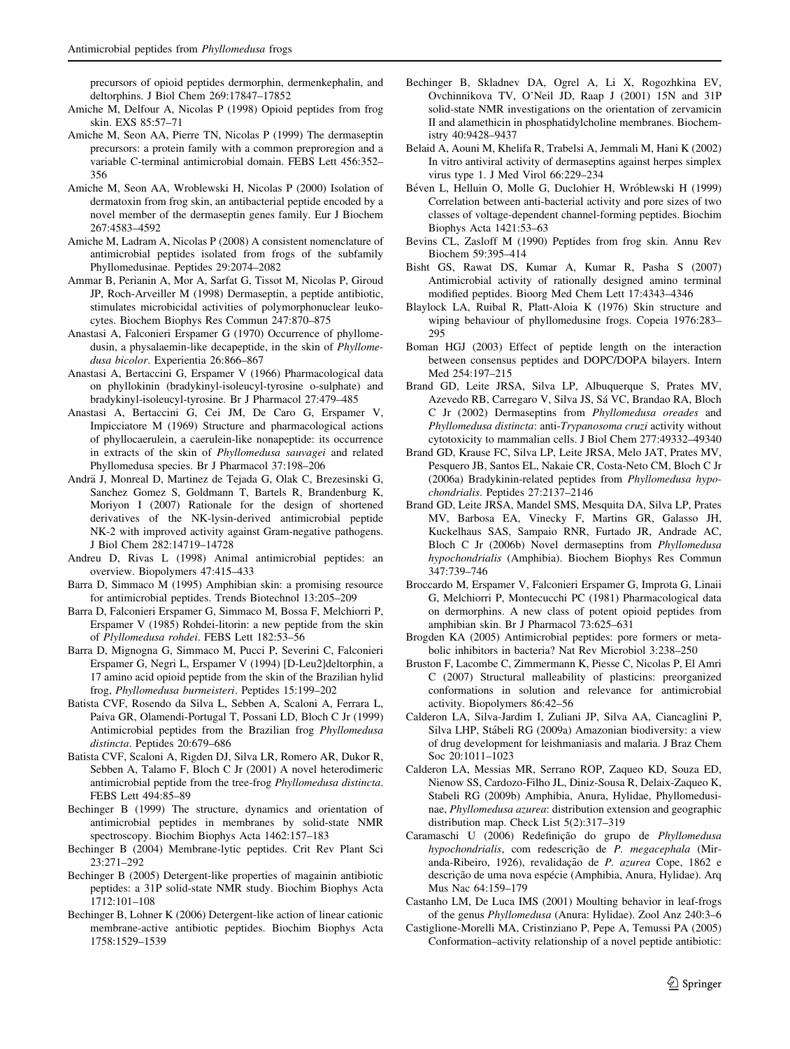precursors of opioid peptides dermorphin, dermenkephalin, and deltorphins. J Biol Chem 269:17847–17852

Amiche M, Delfour A, Nicolas P (1998) Opioid peptides from frog skin. EXS 85:57–71

Amiche M, Seon AA, Pierre TN, Nicolas P (1999) The dermaseptin precursors: a protein family with a common preproregion and a variable C-terminal antimicrobial domain. FEBS Lett 456:352–356

Amiche M, Seon AA, Wroblewski H, Nicolas P (2000) Isolation of dermatoxin from frog skin, an antibacterial peptide encoded by a novel member of the dermaseptin genes family. Eur J Biochem 267:4583–4592

Amiche M, Ladram A, Nicolas P (2008) A consistent nomenclature of antimicrobial peptides isolated from frogs of the subfamily Phyllomedusinae. Peptides 29:2074–2082

Ammar B, Perianin A, Mor A, Sarfat G, Tissot M, Nicolas P, Giroud JP, Roch-Arveiller M (1998) Dermaseptin, a peptide antibiotic, stimulates microbicidal activities of polymorphonuclear leukocytes. Biochem Biophys Res Commun 247:870–875

Anastasi A, Falconieri Erspamer G (1970) Occurrence of phyllomedusin, a physalaemin-like decapeptide, in the skin of *Phyllomedusa bicolor*. Experientia 26:866–867

Anastasi A, Bertaccini G, Erspamer V (1966) Pharmacological data on phyllokinin (bradykinyl-isoleucyl-tyrosine o-sulphate) and bradykinyl-isoleucyl-tyrosine. Br J Pharmacol 27:479–485

Anastasi A, Bertaccini G, Cei JM, De Caro G, Erspamer V, Impicciatore M (1969) Structure and pharmacological actions of phyllocaerulein, a caerulein-like nonapeptide: its occurrence in extracts of the skin of *Phyllomedusa sauvagei* and related Phyllomedusa species. Br J Pharmacol 37:198–206

Andrä J, Monreal D, Martinez de Tejada G, Olak C, Brezesinski G, Sanchez Gomez S, Goldmann T, Bartels R, Brandenburg K, Moriyon I (2007) Rationale for the design of shortened derivatives of the NK-lysin-derived antimicrobial peptide NK-2 with improved activity against Gram-negative pathogens. J Biol Chem 282:14719–14728

Andreu D, Rivas L (1998) Animal antimicrobial peptides: an overview. Biopolymers 47:415–433

Barra D, Simmaco M (1995) Amphibian skin: a promising resource for antimicrobial peptides. Trends Biotechnol 13:205–209

Barra D, Falconieri Erspamer G, Simmaco M, Bossa F, Melchiorri P, Erspamer V (1985) Rohdei-litorin: a new peptide from the skin of *Plyllomedusa rohdei*. FEBS Lett 182:53–56

Barra D, Mignogna G, Simmaco M, Pucci P, Severini C, Falconieri Erspamer G, Negri L, Erspamer V (1994) [D-Leu2]deltorphin, a 17 amino acid opioid peptide from the skin of the Brazilian hylid frog, *Phyllomedusa burmeisteri*. Peptides 15:199–202

Batista CVF, Rosendo da Silva L, Sebben A, Scaloni A, Ferrara L, Paiva GR, Olamendi-Portugal T, Possani LD, Bloch C Jr (1999) Antimicrobial peptides from the Brazilian frog *Phyllomedusa distincta*. Peptides 20:679–686

Batista CVF, Scaloni A, Rigden DJ, Silva LR, Romero AR, Dukor R, Sebben A, Talamo F, Bloch C Jr (2001) A novel heterodimeric antimicrobial peptide from the tree-frog *Phyllomedusa distincta*. FEBS Lett 494:85–89

Bechinger B (1999) The structure, dynamics and orientation of antimicrobial peptides in membranes by solid-state NMR spectroscopy. Biochim Biophys Acta 1462:157–183

Bechinger B (2004) Membrane-lytic peptides. Crit Rev Plant Sci 23:271–292

Bechinger B (2005) Detergent-like properties of magainin antibiotic peptides: a 31P solid-state NMR study. Biochim Biophys Acta 1712:101–108

Bechinger B, Lohner K (2006) Detergent-like action of linear cationic membrane-active antibiotic peptides. Biochim Biophys Acta 1758:1529–1539

Bechinger B, Skladnev DA, Ogrel A, Li X, Rogozhkina EV, Ovchinnikova TV, O'Neil JD, Raap J (2001) 15N and 31P solid-state NMR investigations on the orientation of zervamicin II and alamethicin in phosphatidylcholine membranes. Biochemistry 40:9428–9437

Belaid A, Aouni M, Khelifa R, Trabelsi A, Jemmali M, Hani K (2002) In vitro antiviral activity of dermaseptins against herpes simplex virus type 1. J Med Virol 66:229–234

Béven L, Helluin O, Molle G, Duclohier H, Wróblewski H (1999) Correlation between anti-bacterial activity and pore sizes of two classes of voltage-dependent channel-forming peptides. Biochim Biophys Acta 1421:53–63

Bevins CL, Zasloff M (1990) Peptides from frog skin. Annu Rev Biochem 59:395–414

Bisht GS, Rawat DS, Kumar A, Kumar R, Pasha S (2007) Antimicrobial activity of rationally designed amino terminal modified peptides. Bioorg Med Chem Lett 17:4343–4346

Blaylock LA, Ruibal R, Platt-Aloia K (1976) Skin structure and wiping behaviour of phyllomedusine frogs. Copeia 1976:283–295

Boman HGJ (2003) Effect of peptide length on the interaction between consensus peptides and DOPC/DOPA bilayers. Intern Med 254:197–215

Brand GD, Leite JRSA, Silva LP, Albuquerque S, Prates MV, Azevedo RB, Carregaro V, Silva JS, Sá VC, Brandao RA, Bloch C Jr (2002) Dermaseptins from *Phyllomedusa oreades* and *Phyllomedusa distincta*: anti-*Trypanosoma cruzi* activity without cytotoxicity to mammalian cells. J Biol Chem 277:49332–49340

Brand GD, Krause FC, Silva LP, Leite JRSA, Melo JAT, Prates MV, Pesquero JB, Santos EL, Nakaie CR, Costa-Neto CM, Bloch C Jr (2006a) Bradykinin-related peptides from *Phyllomedusa hypochondrialis*. Peptides 27:2137–2146

Brand GD, Leite JRSA, Mandel SMS, Mesquita DA, Silva LP, Prates MV, Barbosa EA, Vinecky F, Martins GR, Galasso JH, Kuckelhaus SAS, Sampaio RNR, Furtado JR, Andrade AC, Bloch C Jr (2006b) Novel dermaseptins from *Phyllomedusa hypochondrialis* (Amphibia). Biochem Biophys Res Commun 347:739–746

Broccardo M, Erspamer V, Falconieri Erspamer G, Improta G, Linaii G, Melchiorri P, Montecucchi PC (1981) Pharmacological data on dermorphins. A new class of potent opioid peptides from amphibian skin. Br J Pharmacol 73:625–631

Brogden KA (2005) Antimicrobial peptides: pore formers or metabolic inhibitors in bacteria? Nat Rev Microbiol 3:238–250

Bruston F, Lacombe C, Zimmermann K, Piesse C, Nicolas P, El Amri C (2007) Structural malleability of plasticins: preorganized conformations in solution and relevance for antimicrobial activity. Biopolymers 86:42–56

Calderon LA, Silva-Jardim I, Zuliani JP, Silva AA, Ciancaglini P, Silva LHP, Stábeli RG (2009a) Amazonian biodiversity: a view of drug development for leishmaniasis and malaria. J Braz Chem Soc 20:1011–1023

Calderon LA, Messias MR, Serrano ROP, Zaqueo KD, Souza ED, Nienow SS, Cardozo-Filho JL, Diniz-Sousa R, Delaix-Zaqueo K, Stabeli RG (2009b) Amphibia, Anura, Hylidae, Phyllomedusinae, *Phyllomedusa azurea*: distribution extension and geographic distribution map. Check List 5(2):317–319

Caramaschi U (2006) Redefinição do grupo de *Phyllomedusa hypochondrialis*, com redescrição de *P. megacephala* (Miranda-Ribeiro, 1926), revalidação de *P. azurea* Cope, 1862 e descrição de uma nova espécie (Amphibia, Anura, Hylidae). Arq Mus Nac 64:159–179

Castanho LM, De Luca IMS (2001) Moulting behavior in leaf-frogs of the genus *Phyllomedusa* (Anura: Hylidae). Zool Anz 240:3–6

Castiglione-Morelli MA, Cristinziano P, Pepe A, Temussi PA (2005) Conformation–activity relationship of a novel peptide antibiotic: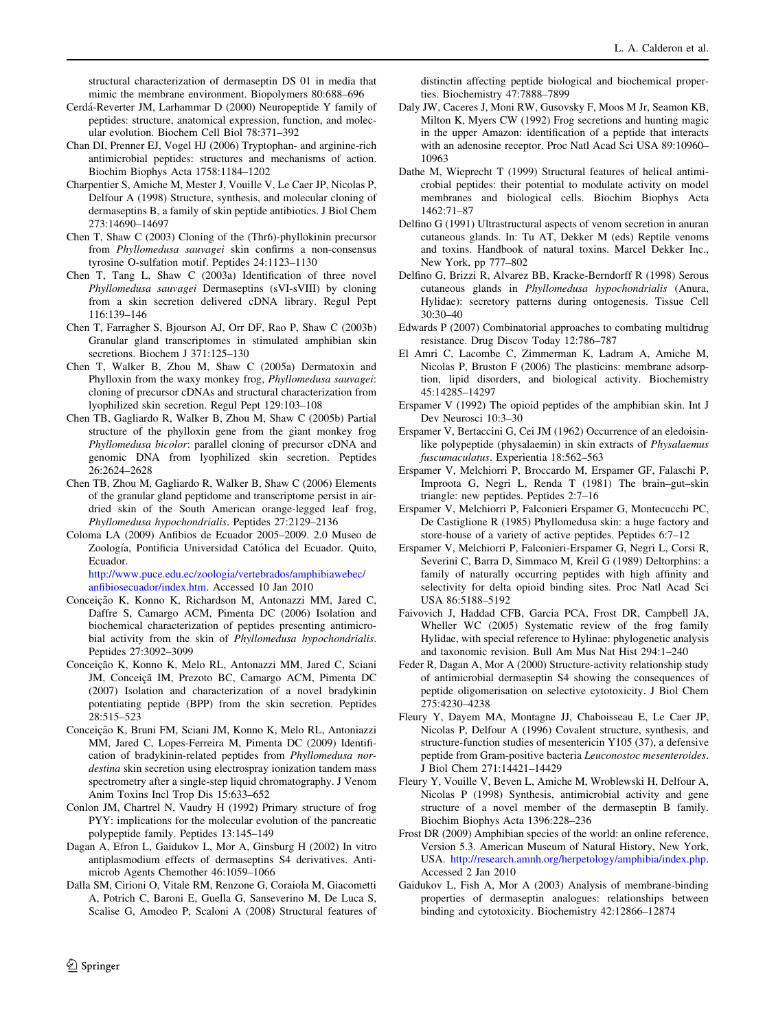structural characterization of dermaseptin DS 01 in media that mimic the membrane environment. Biopolymers 80:688–696

Cerdá-Reverter JM, Larhammar D (2000) Neuropeptide Y family of peptides: structure, anatomical expression, function, and molecular evolution. Biochem Cell Biol 78:371–392

Chan DI, Prenner EJ, Vogel HJ (2006) Tryptophan- and arginine-rich antimicrobial peptides: structures and mechanisms of action. Biochim Biophys Acta 1758:1184–1202

Charpentier S, Amiche M, Mester J, Vouille V, Le Caer JP, Nicolas P, Delfour A (1998) Structure, synthesis, and molecular cloning of dermaseptins B, a family of skin peptide antibiotics. J Biol Chem 273:14690–14697

Chen T, Shaw C (2003) Cloning of the (Thr6)-phyllokinin precursor from *Phyllomedusa sauvagei* skin confirms a non-consensus tyrosine O-sulfation motif. Peptides 24:1123–1130

Chen T, Tang L, Shaw C (2003a) Identification of three novel *Phyllomedusa sauvagei* Dermaseptins (sVI-sVIII) by cloning from a skin secretion delivered cDNA library. Regul Pept 116:139–146

Chen T, Farragher S, Bjourson AJ, Orr DF, Rao P, Shaw C (2003b) Granular gland transcriptomes in stimulated amphibian skin secretions. Biochem J 371:125–130

Chen T, Walker B, Zhou M, Shaw C (2005a) Dermatoxin and Phylloxin from the waxy monkey frog, *Phyllomedusa sauvagei*: cloning of precursor cDNAs and structural characterization from lyophilized skin secretion. Regul Pept 129:103–108

Chen TB, Gagliardo R, Walker B, Zhou M, Shaw C (2005b) Partial structure of the phylloxin gene from the giant monkey frog *Phyllomedusa bicolor*: parallel cloning of precursor cDNA and genomic DNA from lyophilized skin secretion. Peptides 26:2624–2628

Chen TB, Zhou M, Gagliardo R, Walker B, Shaw C (2006) Elements of the granular gland peptidome and transcriptome persist in air-dried skin of the South American orange-legged leaf frog, *Phyllomedusa hypochondrialis*. Peptides 27:2129–2136

Coloma LA (2009) Anfibios de Ecuador 2005–2009. 2.0 Museo de Zoología, Pontificia Universidad Católica del Ecuador. Quito, Ecuador. http://www.puce.edu.ec/zoologia/vertebrados/amphibiawebec/anfibiosecuador/index.htm. Accessed 10 Jan 2010

Conceição K, Konno K, Richardson M, Antonazzi MM, Jared C, Daffre S, Camargo ACM, Pimenta DC (2006) Isolation and biochemical characterization of peptides presenting antimicrobial activity from the skin of *Phyllomedusa hypochondrialis*. Peptides 27:3092–3099

Conceição K, Konno K, Melo RL, Antonazzi MM, Jared C, Sciani JM, Conceiçã IM, Prezoto BC, Camargo ACM, Pimenta DC (2007) Isolation and characterization of a novel bradykinin potentiating peptide (BPP) from the skin secretion. Peptides 28:515–523

Conceição K, Bruni FM, Sciani JM, Konno K, Melo RL, Antoniazzi MM, Jared C, Lopes-Ferreira M, Pimenta DC (2009) Identification of bradykinin-related peptides from *Phyllomedusa nordestina* skin secretion using electrospray ionization tandem mass spectrometry after a single-step liquid chromatography. J Venom Anim Toxins Incl Trop Dis 15:633–652

Conlon JM, Chartrel N, Vaudry H (1992) Primary structure of frog PYY: implications for the molecular evolution of the pancreatic polypeptide family. Peptides 13:145–149

Dagan A, Efron L, Gaidukov L, Mor A, Ginsburg H (2002) In vitro antiplasmodium effects of dermaseptins S4 derivatives. Antimicrob Agents Chemother 46:1059–1066

Dalla SM, Cirioni O, Vitale RM, Renzone G, Coraiola M, Giacometti A, Potrich C, Baroni E, Guella G, Sanseverino M, De Luca S, Scalise G, Amodeo P, Scaloni A (2008) Structural features of distinctin affecting peptide biological and biochemical properties. Biochemistry 47:7888–7899

Daly JW, Caceres J, Moni RW, Gusovsky F, Moos M Jr, Seamon KB, Milton K, Myers CW (1992) Frog secretions and hunting magic in the upper Amazon: identification of a peptide that interacts with an adenosine receptor. Proc Natl Acad Sci USA 89:10960–10963

Dathe M, Wieprecht T (1999) Structural features of helical antimicrobial peptides: their potential to modulate activity on model membranes and biological cells. Biochim Biophys Acta 1462:71–87

Delfino G (1991) Ultrastructural aspects of venom secretion in anuran cutaneous glands. In: Tu AT, Dekker M (eds) Reptile venoms and toxins. Handbook of natural toxins. Marcel Dekker Inc., New York, pp 777–802

Delfino G, Brizzi R, Alvarez BB, Kracke-Berndorff R (1998) Serous cutaneous glands in *Phyllomedusa hypochondrialis* (Anura, Hylidae): secretory patterns during ontogenesis. Tissue Cell 30:30–40

Edwards P (2007) Combinatorial approaches to combating multidrug resistance. Drug Discov Today 12:786–787

El Amri C, Lacombe C, Zimmerman K, Ladram A, Amiche M, Nicolas P, Bruston F (2006) The plasticins: membrane adsorption, lipid disorders, and biological activity. Biochemistry 45:14285–14297

Erspamer V (1992) The opioid peptides of the amphibian skin. Int J Dev Neurosci 10:3–30

Erspamer V, Bertaccini G, Cei JM (1962) Occurrence of an eledoisin-like polypeptide (physalaemin) in skin extracts of *Physalaemus fuscumaculatus*. Experientia 18:562–563

Erspamer V, Melchiorri P, Broccardo M, Erspamer GF, Falaschi P, Improota G, Negri L, Renda T (1981) The brain–gut–skin triangle: new peptides. Peptides 2:7–16

Erspamer V, Melchiorri P, Falconieri Erspamer G, Montecucchi PC, De Castiglione R (1985) Phyllomedusa skin: a huge factory and store-house of a variety of active peptides. Peptides 6:7–12

Erspamer V, Melchiorri P, Falconieri-Erspamer G, Negri L, Corsi R, Severini C, Barra D, Simmaco M, Kreil G (1989) Deltorphins: a family of naturally occurring peptides with high affinity and selectivity for delta opioid binding sites. Proc Natl Acad Sci USA 86:5188–5192

Faivovich J, Haddad CFB, Garcia PCA, Frost DR, Campbell JA, Wheller WC (2005) Systematic review of the frog family Hylidae, with special reference to Hylinae: phylogenetic analysis and taxonomic revision. Bull Am Mus Nat Hist 294:1–240

Feder R, Dagan A, Mor A (2000) Structure-activity relationship study of antimicrobial dermaseptin S4 showing the consequences of peptide oligomerisation on selective cytotoxicity. J Biol Chem 275:4230–4238

Fleury Y, Dayem MA, Montagne JJ, Chaboisseau E, Le Caer JP, Nicolas P, Delfour A (1996) Covalent structure, synthesis, and structure-function studies of mesentericin Y105 (37), a defensive peptide from Gram-positive bacteria *Leuconostoc mesenteroides*. J Biol Chem 271:14421–14429

Fleury Y, Vouille V, Beven L, Amiche M, Wroblewski H, Delfour A, Nicolas P (1998) Synthesis, antimicrobial activity and gene structure of a novel member of the dermaseptin B family. Biochim Biophys Acta 1396:228–236

Frost DR (2009) Amphibian species of the world: an online reference, Version 5.3. American Museum of Natural History, New York, USA. http://research.amnh.org/herpetology/amphibia/index.php. Accessed 2 Jan 2010

Gaidukov L, Fish A, Mor A (2003) Analysis of membrane-binding properties of dermaseptin analogues: relationships between binding and cytotoxicity. Biochemistry 42:12866–12874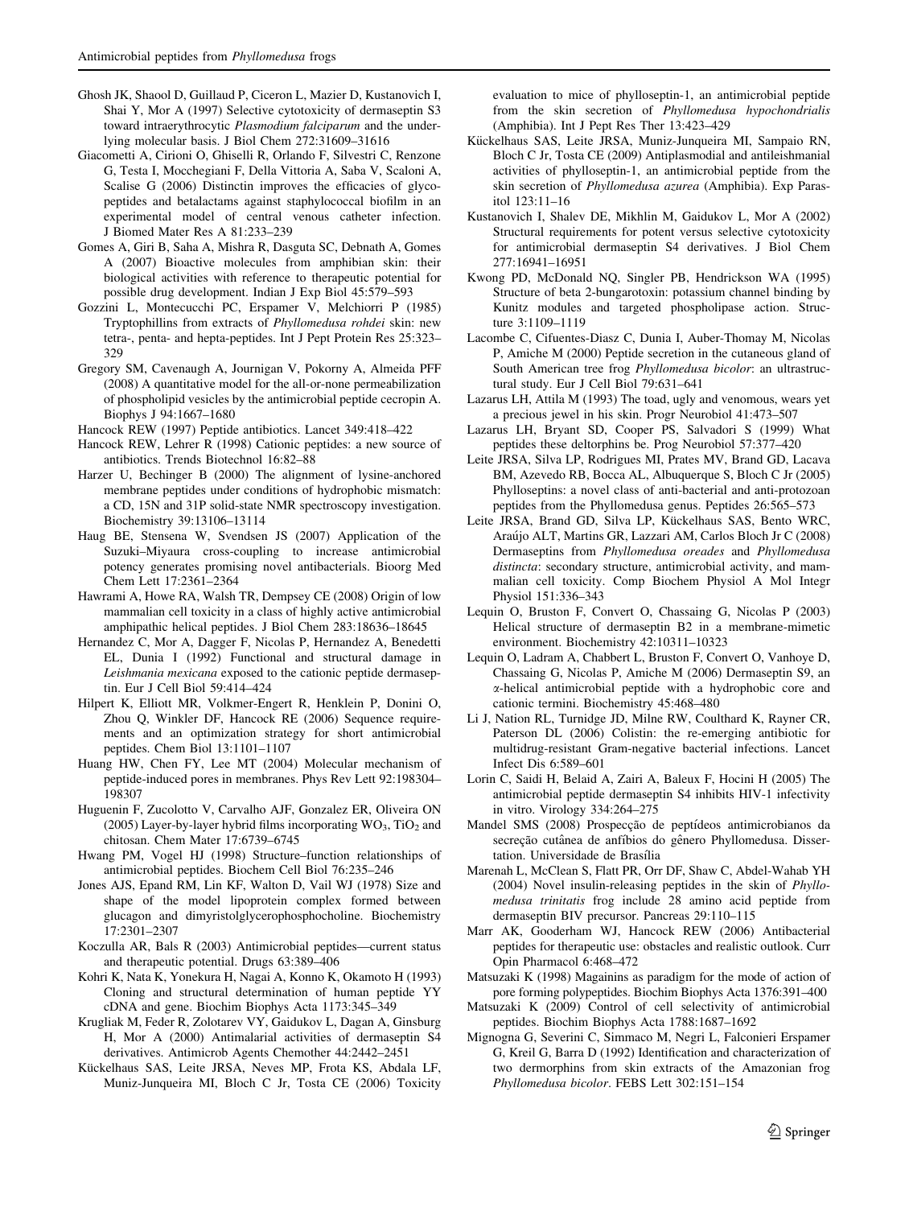Ghosh JK, Shaool D, Guillaud P, Ciceron L, Mazier D, Kustanovich I, Shai Y, Mor A (1997) Selective cytotoxicity of dermaseptin S3 toward intraerythrocytic *Plasmodium falciparum* and the underlying molecular basis. J Biol Chem 272:31609–31616

Giacometti A, Cirioni O, Ghiselli R, Orlando F, Silvestri C, Renzone G, Testa I, Mocchegiani F, Della Vittoria A, Saba V, Scaloni A, Scalise G (2006) Distinctin improves the efficacies of glycopeptides and betalactams against staphylococcal biofilm in an experimental model of central venous catheter infection. J Biomed Mater Res A 81:233–239

Gomes A, Giri B, Saha A, Mishra R, Dasguta SC, Debnath A, Gomes A (2007) Bioactive molecules from amphibian skin: their biological activities with reference to therapeutic potential for possible drug development. Indian J Exp Biol 45:579–593

Gozzini L, Montecucchi PC, Erspamer V, Melchiorri P (1985) Tryptophillins from extracts of *Phyllomedusa rohdei* skin: new tetra-, penta- and hepta-peptides. Int J Pept Protein Res 25:323–329

Gregory SM, Cavenaugh A, Journigan V, Pokorny A, Almeida PFF (2008) A quantitative model for the all-or-none permeabilization of phospholipid vesicles by the antimicrobial peptide cecropin A. Biophys J 94:1667–1680

Hancock REW (1997) Peptide antibiotics. Lancet 349:418–422

Hancock REW, Lehrer R (1998) Cationic peptides: a new source of antibiotics. Trends Biotechnol 16:82–88

Harzer U, Bechinger B (2000) The alignment of lysine-anchored membrane peptides under conditions of hydrophobic mismatch: a CD, 15N and 31P solid-state NMR spectroscopy investigation. Biochemistry 39:13106–13114

Haug BE, Stensena W, Svendsen JS (2007) Application of the Suzuki–Miyaura cross-coupling to increase antimicrobial potency generates promising novel antibacterials. Bioorg Med Chem Lett 17:2361–2364

Hawrami A, Howe RA, Walsh TR, Dempsey CE (2008) Origin of low mammalian cell toxicity in a class of highly active antimicrobial amphipathic helical peptides. J Biol Chem 283:18636–18645

Hernandez C, Mor A, Dagger F, Nicolas P, Hernandez A, Benedetti EL, Dunia I (1992) Functional and structural damage in *Leishmania mexicana* exposed to the cationic peptide dermaseptin. Eur J Cell Biol 59:414–424

Hilpert K, Elliott MR, Volkmer-Engert R, Henklein P, Donini O, Zhou Q, Winkler DF, Hancock RE (2006) Sequence requirements and an optimization strategy for short antimicrobial peptides. Chem Biol 13:1101–1107

Huang HW, Chen FY, Lee MT (2004) Molecular mechanism of peptide-induced pores in membranes. Phys Rev Lett 92:198304–198307

Huguenin F, Zucolotto V, Carvalho AJF, Gonzalez ER, Oliveira ON (2005) Layer-by-layer hybrid films incorporating $WO_3$, $TiO_2$ and chitosan. Chem Mater 17:6739–6745

Hwang PM, Vogel HJ (1998) Structure–function relationships of antimicrobial peptides. Biochem Cell Biol 76:235–246

Jones AJS, Epand RM, Lin KF, Walton D, Vail WJ (1978) Size and shape of the model lipoprotein complex formed between glucagon and dimyristolglycerophosphocholine. Biochemistry 17:2301–2307

Koczulla AR, Bals R (2003) Antimicrobial peptides—current status and therapeutic potential. Drugs 63:389–406

Kohri K, Nata K, Yonekura H, Nagai A, Konno K, Okamoto H (1993) Cloning and structural determination of human peptide YY cDNA and gene. Biochim Biophys Acta 1173:345–349

Krugliak M, Feder R, Zolotarev VY, Gaidukov L, Dagan A, Ginsburg H, Mor A (2000) Antimalarial activities of dermaseptin S4 derivatives. Antimicrob Agents Chemother 44:2442–2451

Kückelhaus SAS, Leite JRSA, Neves MP, Frota KS, Abdala LF, Muniz-Junqueira MI, Bloch C Jr, Tosta CE (2006) Toxicity evaluation to mice of phylloseptin-1, an antimicrobial peptide from the skin secretion of *Phyllomedusa hypochondrialis* (Amphibia). Int J Pept Res Ther 13:423–429

Kückelhaus SAS, Leite JRSA, Muniz-Junqueira MI, Sampaio RN, Bloch C Jr, Tosta CE (2009) Antiplasmodial and antileishmanial activities of phylloseptin-1, an antimicrobial peptide from the skin secretion of *Phyllomedusa azurea* (Amphibia). Exp Parasitol 123:11–16

Kustanovich I, Shalev DE, Mikhlin M, Gaidukov L, Mor A (2002) Structural requirements for potent versus selective cytotoxicity for antimicrobial dermaseptin S4 derivatives. J Biol Chem 277:16941–16951

Kwong PD, McDonald NQ, Singler PB, Hendrickson WA (1995) Structure of beta 2-bungarotoxin: potassium channel binding by Kunitz modules and targeted phospholipase action. Structure 3:1109–1119

Lacombe C, Cifuentes-Diasz C, Dunia I, Auber-Thomay M, Nicolas P, Amiche M (2000) Peptide secretion in the cutaneous gland of South American tree frog *Phyllomedusa bicolor*: an ultrastructural study. Eur J Cell Biol 79:631–641

Lazarus LH, Attila M (1993) The toad, ugly and venomous, wears yet a precious jewel in his skin. Progr Neurobiol 41:473–507

Lazarus LH, Bryant SD, Cooper PS, Salvadori S (1999) What peptides these deltorphins be. Prog Neurobiol 57:377–420

Leite JRSA, Silva LP, Rodrigues MI, Prates MV, Brand GD, Lacava BM, Azevedo RB, Bocca AL, Albuquerque S, Bloch C Jr (2005) Phylloseptins: a novel class of anti-bacterial and anti-protozoan peptides from the Phyllomedusa genus. Peptides 26:565–573

Leite JRSA, Brand GD, Silva LP, Kückelhaus SAS, Bento WRC, Araújo ALT, Martins GR, Lazzari AM, Carlos Bloch Jr C (2008) Dermaseptins from *Phyllomedusa oreades* and *Phyllomedusa distincta*: secondary structure, antimicrobial activity, and mammalian cell toxicity. Comp Biochem Physiol A Mol Integr Physiol 151:336–343

Lequin O, Bruston F, Convert O, Chassaing G, Nicolas P (2003) Helical structure of dermaseptin B2 in a membrane-mimetic environment. Biochemistry 42:10311–10323

Lequin O, Ladram A, Chabbert L, Bruston F, Convert O, Vanhoye D, Chassaing G, Nicolas P, Amiche M (2006) Dermaseptin S9, an α-helical antimicrobial peptide with a hydrophobic core and cationic termini. Biochemistry 45:468–480

Li J, Nation RL, Turnidge JD, Milne RW, Coulthard K, Rayner CR, Paterson DL (2006) Colistin: the re-emerging antibiotic for multidrug-resistant Gram-negative bacterial infections. Lancet Infect Dis 6:589–601

Lorin C, Saidi H, Belaid A, Zairi A, Baleux F, Hocini H (2005) The antimicrobial peptide dermaseptin S4 inhibits HIV-1 infectivity in vitro. Virology 334:264–275

Mandel SMS (2008) Prospecção de peptídeos antimicrobianos da secreção cutânea de anfíbios do gênero Phyllomedusa. Dissertation. Universidade de Brasília

Marenah L, McClean S, Flatt PR, Orr DF, Shaw C, Abdel-Wahab YH (2004) Novel insulin-releasing peptides in the skin of *Phyllomedusa trinitatis* frog include 28 amino acid peptide from dermaseptin BIV precursor. Pancreas 29:110–115

Marr AK, Gooderham WJ, Hancock REW (2006) Antibacterial peptides for therapeutic use: obstacles and realistic outlook. Curr Opin Pharmacol 6:468–472

Matsuzaki K (1998) Magainins as paradigm for the mode of action of pore forming polypeptides. Biochim Biophys Acta 1376:391–400

Matsuzaki K (2009) Control of cell selectivity of antimicrobial peptides. Biochim Biophys Acta 1788:1687–1692

Mignogna G, Severini C, Simmaco M, Negri L, Falconieri Erspamer G, Kreil G, Barra D (1992) Identification and characterization of two dermorphins from skin extracts of the Amazonian frog *Phyllomedusa bicolor*. FEBS Lett 302:151–154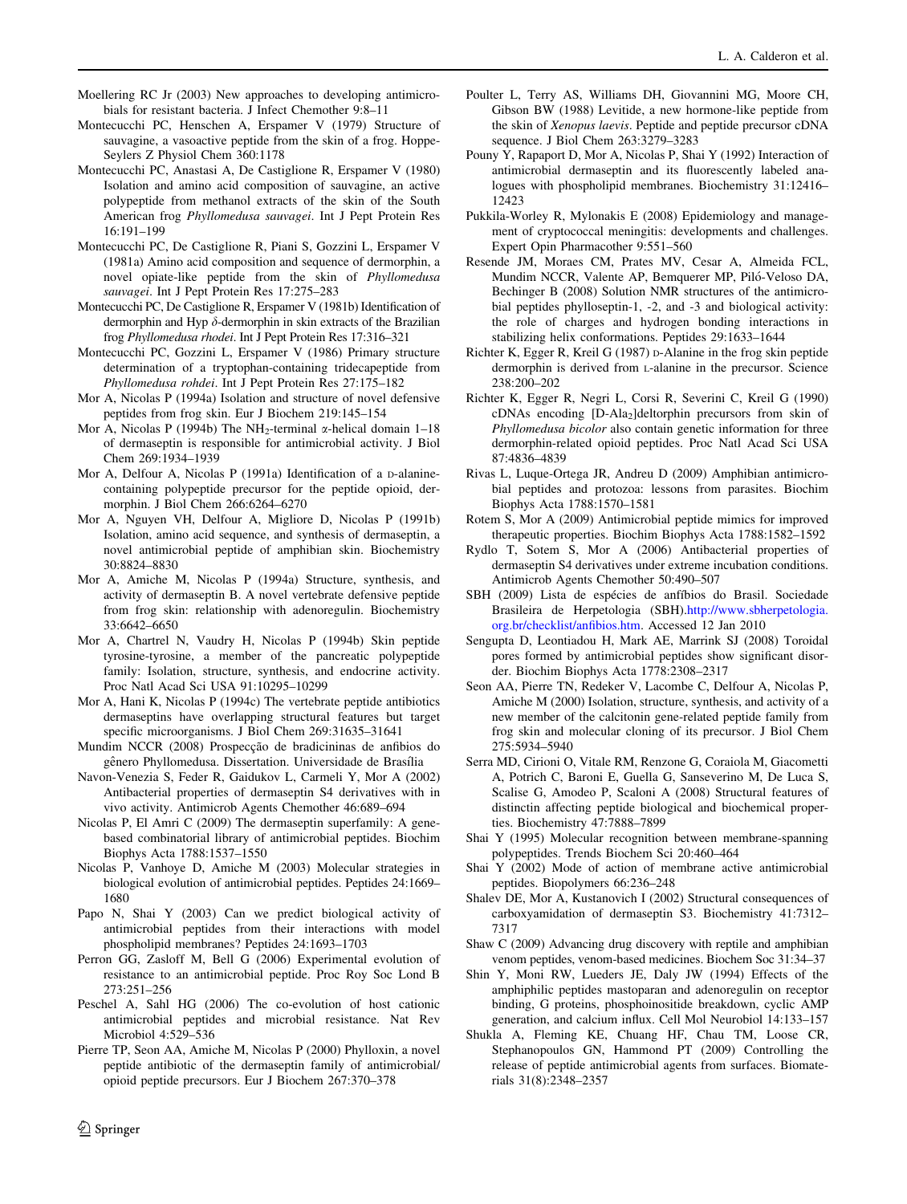Moellering RC Jr (2003) New approaches to developing antimicrobials for resistant bacteria. J Infect Chemother 9:8–11

Montecucchi PC, Henschen A, Erspamer V (1979) Structure of sauvagine, a vasoactive peptide from the skin of a frog. Hoppe-Seylers Z Physiol Chem 360:1178

Montecucchi PC, Anastasi A, De Castiglione R, Erspamer V (1980) Isolation and amino acid composition of sauvagine, an active polypeptide from methanol extracts of the skin of the South American frog *Phyllomedusa sauvagei*. Int J Pept Protein Res 16:191–199

Montecucchi PC, De Castiglione R, Piani S, Gozzini L, Erspamer V (1981a) Amino acid composition and sequence of dermorphin, a novel opiate-like peptide from the skin of *Phyllomedusa sauvagei*. Int J Pept Protein Res 17:275–283

Montecucchi PC, De Castiglione R, Erspamer V (1981b) Identification of dermorphin and Hyp δ-dermorphin in skin extracts of the Brazilian frog *Phyllomedusa rhodei*. Int J Pept Protein Res 17:316–321

Montecucchi PC, Gozzini L, Erspamer V (1986) Primary structure determination of a tryptophan-containing tridecapeptide from *Phyllomedusa rohdei*. Int J Pept Protein Res 27:175–182

Mor A, Nicolas P (1994a) Isolation and structure of novel defensive peptides from frog skin. Eur J Biochem 219:145–154

Mor A, Nicolas P (1994b) The $NH_2$-terminal α-helical domain 1–18 of dermaseptin is responsible for antimicrobial activity. J Biol Chem 269:1934–1939

Mor A, Delfour A, Nicolas P (1991a) Identification of a D-alanine-containing polypeptide precursor for the peptide opioid, dermorphin. J Biol Chem 266:6264–6270

Mor A, Nguyen VH, Delfour A, Migliore D, Nicolas P (1991b) Isolation, amino acid sequence, and synthesis of dermaseptin, a novel antimicrobial peptide of amphibian skin. Biochemistry 30:8824–8830

Mor A, Amiche M, Nicolas P (1994a) Structure, synthesis, and activity of dermaseptin B. A novel vertebrate defensive peptide from frog skin: relationship with adenoregulin. Biochemistry 33:6642–6650

Mor A, Chartrel N, Vaudry H, Nicolas P (1994b) Skin peptide tyrosine-tyrosine, a member of the pancreatic polypeptide family: Isolation, structure, synthesis, and endocrine activity. Proc Natl Acad Sci USA 91:10295–10299

Mor A, Hani K, Nicolas P (1994c) The vertebrate peptide antibiotics dermaseptins have overlapping structural features but target specific microorganisms. J Biol Chem 269:31635–31641

Mundim NCCR (2008) Prospecção de bradicininas de anfíbios do gênero Phyllomedusa. Dissertation. Universidade de Brasília

Navon-Venezia S, Feder R, Gaidukov L, Carmeli Y, Mor A (2002) Antibacterial properties of dermaseptin S4 derivatives with in vivo activity. Antimicrob Agents Chemother 46:689–694

Nicolas P, El Amri C (2009) The dermaseptin superfamily: A gene-based combinatorial library of antimicrobial peptides. Biochim Biophys Acta 1788:1537–1550

Nicolas P, Vanhoye D, Amiche M (2003) Molecular strategies in biological evolution of antimicrobial peptides. Peptides 24:1669–1680

Papo N, Shai Y (2003) Can we predict biological activity of antimicrobial peptides from their interactions with model phospholipid membranes? Peptides 24:1693–1703

Perron GG, Zasloff M, Bell G (2006) Experimental evolution of resistance to an antimicrobial peptide. Proc Roy Soc Lond B 273:251–256

Peschel A, Sahl HG (2006) The co-evolution of host cationic antimicrobial peptides and microbial resistance. Nat Rev Microbiol 4:529–536

Pierre TP, Seon AA, Amiche M, Nicolas P (2000) Phylloxin, a novel peptide antibiotic of the dermaseptin family of antimicrobial/opioid peptide precursors. Eur J Biochem 267:370–378

Poulter L, Terry AS, Williams DH, Giovannini MG, Moore CH, Gibson BW (1988) Levitide, a new hormone-like peptide from the skin of *Xenopus laevis*. Peptide and peptide precursor cDNA sequence. J Biol Chem 263:3279–3283

Pouny Y, Rapaport D, Mor A, Nicolas P, Shai Y (1992) Interaction of antimicrobial dermaseptin and its fluorescently labeled analogues with phospholipid membranes. Biochemistry 31:12416–12423

Pukkila-Worley R, Mylonakis E (2008) Epidemiology and management of cryptococcal meningitis: developments and challenges. Expert Opin Pharmacother 9:551–560

Resende JM, Moraes CM, Prates MV, Cesar A, Almeida FCL, Mundim NCCR, Valente AP, Bemquerer MP, Piló-Veloso DA, Bechinger B (2008) Solution NMR structures of the antimicrobial peptides phylloseptin-1, -2, and -3 and biological activity: the role of charges and hydrogen bonding interactions in stabilizing helix conformations. Peptides 29:1633–1644

Richter K, Egger R, Kreil G (1987) D-Alanine in the frog skin peptide dermorphin is derived from L-alanine in the precursor. Science 238:200–202

Richter K, Egger R, Negri L, Corsi R, Severini C, Kreil G (1990) cDNAs encoding [D-$Ala_2$]deltorphin precursors from skin of *Phyllomedusa bicolor* also contain genetic information for three dermorphin-related opioid peptides. Proc Natl Acad Sci USA 87:4836–4839

Rivas L, Luque-Ortega JR, Andreu D (2009) Amphibian antimicrobial peptides and protozoa: lessons from parasites. Biochim Biophys Acta 1788:1570–1581

Rotem S, Mor A (2009) Antimicrobial peptide mimics for improved therapeutic properties. Biochim Biophys Acta 1788:1582–1592

Rydlo T, Sotem S, Mor A (2006) Antibacterial properties of dermaseptin S4 derivatives under extreme incubation conditions. Antimicrob Agents Chemother 50:490–507

SBH (2009) Lista de espécies de anfíbios do Brasil. Sociedade Brasileira de Herpetologia (SBH).http://www.sbherpetologia.org.br/checklist/anfibios.htm. Accessed 12 Jan 2010

Sengupta D, Leontiadou H, Mark AE, Marrink SJ (2008) Toroidal pores formed by antimicrobial peptides show significant disorder. Biochim Biophys Acta 1778:2308–2317

Seon AA, Pierre TN, Redeker V, Lacombe C, Delfour A, Nicolas P, Amiche M (2000) Isolation, structure, synthesis, and activity of a new member of the calcitonin gene-related peptide family from frog skin and molecular cloning of its precursor. J Biol Chem 275:5934–5940

Serra MD, Cirioni O, Vitale RM, Renzone G, Coraiola M, Giacometti A, Potrich C, Baroni E, Guella G, Sanseverino M, De Luca S, Scalise G, Amodeo P, Scaloni A (2008) Structural features of distinctin affecting peptide biological and biochemical properties. Biochemistry 47:7888–7899

Shai Y (1995) Molecular recognition between membrane-spanning polypeptides. Trends Biochem Sci 20:460–464

Shai Y (2002) Mode of action of membrane active antimicrobial peptides. Biopolymers 66:236–248

Shalev DE, Mor A, Kustanovich I (2002) Structural consequences of carboxyamidation of dermaseptin S3. Biochemistry 41:7312–7317

Shaw C (2009) Advancing drug discovery with reptile and amphibian venom peptides, venom-based medicines. Biochem Soc 31:34–37

Shin Y, Moni RW, Lueders JE, Daly JW (1994) Effects of the amphiphilic peptides mastoparan and adenoregulin on receptor binding, G proteins, phosphoinositide breakdown, cyclic AMP generation, and calcium influx. Cell Mol Neurobiol 14:133–157

Shukla A, Fleming KE, Chuang HF, Chau TM, Loose CR, Stephanopoulos GN, Hammond PT (2009) Controlling the release of peptide antimicrobial agents from surfaces. Biomaterials 31(8):2348–2357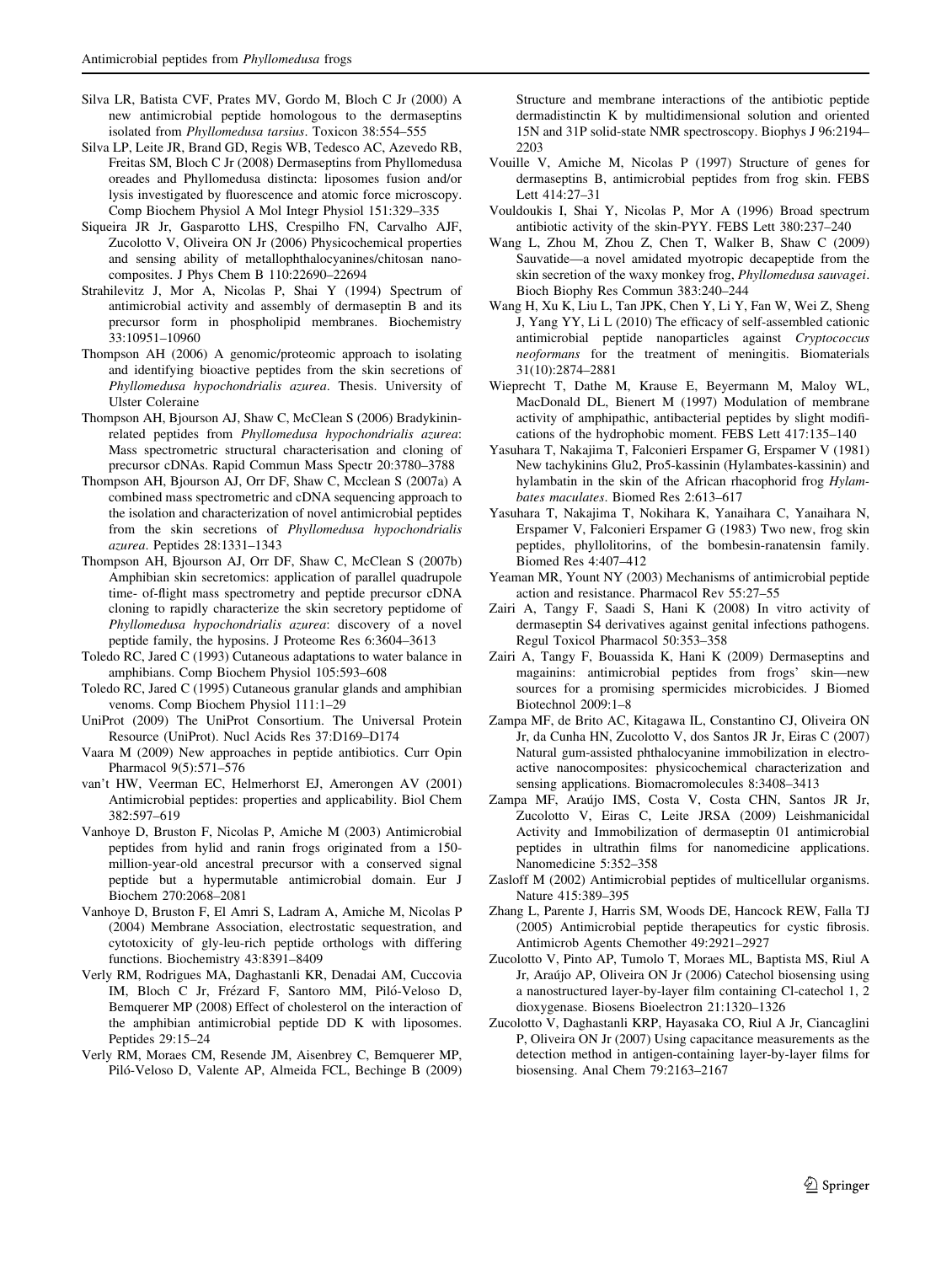Silva LR, Batista CVF, Prates MV, Gordo M, Bloch C Jr (2000) A new antimicrobial peptide homologous to the dermaseptins isolated from *Phyllomedusa tarsius*. Toxicon 38:554–555

Silva LP, Leite JR, Brand GD, Regis WB, Tedesco AC, Azevedo RB, Freitas SM, Bloch C Jr (2008) Dermaseptins from Phyllomedusa oreades and Phyllomedusa distincta: liposomes fusion and/or lysis investigated by fluorescence and atomic force microscopy. Comp Biochem Physiol A Mol Integr Physiol 151:329–335

Siqueira JR Jr, Gasparotto LHS, Crespilho FN, Carvalho AJF, Zucolotto V, Oliveira ON Jr (2006) Physicochemical properties and sensing ability of metallophthalocyanines/chitosan nanocomposites. J Phys Chem B 110:22690–22694

Strahilevitz J, Mor A, Nicolas P, Shai Y (1994) Spectrum of antimicrobial activity and assembly of dermaseptin B and its precursor form in phospholipid membranes. Biochemistry 33:10951–10960

Thompson AH (2006) A genomic/proteomic approach to isolating and identifying bioactive peptides from the skin secretions of *Phyllomedusa hypochondrialis azurea*. Thesis. University of Ulster Coleraine

Thompson AH, Bjourson AJ, Shaw C, McClean S (2006) Bradykinin-related peptides from *Phyllomedusa hypochondrialis azurea*: Mass spectrometric structural characterisation and cloning of precursor cDNAs. Rapid Commun Mass Spectr 20:3780–3788

Thompson AH, Bjourson AJ, Orr DF, Shaw C, Mcclean S (2007a) A combined mass spectrometric and cDNA sequencing approach to the isolation and characterization of novel antimicrobial peptides from the skin secretions of *Phyllomedusa hypochondrialis azurea*. Peptides 28:1331–1343

Thompson AH, Bjourson AJ, Orr DF, Shaw C, McClean S (2007b) Amphibian skin secretomics: application of parallel quadrupole time- of-flight mass spectrometry and peptide precursor cDNA cloning to rapidly characterize the skin secretory peptidome of *Phyllomedusa hypochondrialis azurea*: discovery of a novel peptide family, the hyposins. J Proteome Res 6:3604–3613

Toledo RC, Jared C (1993) Cutaneous adaptations to water balance in amphibians. Comp Biochem Physiol 105:593–608

Toledo RC, Jared C (1995) Cutaneous granular glands and amphibian venoms. Comp Biochem Physiol 111:1–29

UniProt (2009) The UniProt Consortium. The Universal Protein Resource (UniProt). Nucl Acids Res 37:D169–D174

Vaara M (2009) New approaches in peptide antibiotics. Curr Opin Pharmacol 9(5):571–576

van't Hof W, Veerman EC, Helmerhorst EJ, Amerongen AV (2001) Antimicrobial peptides: properties and applicability. Biol Chem 382:597–619

Vanhoye D, Bruston F, Nicolas P, Amiche M (2003) Antimicrobial peptides from hylid and ranin frogs originated from a 150-million-year-old ancestral precursor with a conserved signal peptide but a hypermutable antimicrobial domain. Eur J Biochem 270:2068–2081

Vanhoye D, Bruston F, El Amri S, Ladram A, Amiche M, Nicolas P (2004) Membrane Association, electrostatic sequestration, and cytotoxicity of gly-leu-rich peptide orthologs with differing functions. Biochemistry 43:8391–8409

Verly RM, Rodrigues MA, Daghastanli KR, Denadai AM, Cuccovia IM, Bloch C Jr, Frézard F, Santoro MM, Piló-Veloso D, Bemquerer MP (2008) Effect of cholesterol on the interaction of the amphibian antimicrobial peptide DD K with liposomes. Peptides 29:15–24

Verly RM, Moraes CM, Resende JM, Aisenbrey C, Bemquerer MP, Piló-Veloso D, Valente AP, Almeida FCL, Bechinge B (2009) Structure and membrane interactions of the antibiotic peptide dermadistinctin K by multidimensional solution and oriented 15N and 31P solid-state NMR spectroscopy. Biophys J 96:2194–2203

Vouille V, Amiche M, Nicolas P (1997) Structure of genes for dermaseptins B, antimicrobial peptides from frog skin. FEBS Lett 414:27–31

Vouldoukis I, Shai Y, Nicolas P, Mor A (1996) Broad spectrum antibiotic activity of the skin-PYY. FEBS Lett 380:237–240

Wang L, Zhou M, Zhou Z, Chen T, Walker B, Shaw C (2009) Sauvatide—a novel amidated myotropic decapeptide from the skin secretion of the waxy monkey frog, *Phyllomedusa sauvagei*. Bioch Biophy Res Commun 383:240–244

Wang H, Xu K, Liu L, Tan JPK, Chen Y, Li Y, Fan W, Wei Z, Sheng J, Yang YY, Li L (2010) The efficacy of self-assembled cationic antimicrobial peptide nanoparticles against *Cryptococcus neoformans* for the treatment of meningitis. Biomaterials 31(10):2874–2881

Wieprecht T, Dathe M, Krause E, Beyermann M, Maloy WL, MacDonald DL, Bienert M (1997) Modulation of membrane activity of amphipathic, antibacterial peptides by slight modifications of the hydrophobic moment. FEBS Lett 417:135–140

Yasuhara T, Nakajima T, Falconieri Erspamer G, Erspamer V (1981) New tachykinins Glu2, Pro5-kassinin (Hylambates-kassinin) and hylambatin in the skin of the African rhacophorid frog *Hylambates maculates*. Biomed Res 2:613–617

Yasuhara T, Nakajima T, Nokihara K, Yanaihara C, Yanaihara N, Erspamer V, Falconieri Erspamer G (1983) Two new, frog skin peptides, phyllolitorins, of the bombesin-ranatensin family. Biomed Res 4:407–412

Yeaman MR, Yount NY (2003) Mechanisms of antimicrobial peptide action and resistance. Pharmacol Rev 55:27–55

Zairi A, Tangy F, Saadi S, Hani K (2008) In vitro activity of dermaseptin S4 derivatives against genital infections pathogens. Regul Toxicol Pharmacol 50:353–358

Zairi A, Tangy F, Bouassida K, Hani K (2009) Dermaseptins and magainins: antimicrobial peptides from frogs' skin—new sources for a promising spermicides microbicides. J Biomed Biotechnol 2009:1–8

Zampa MF, de Brito AC, Kitagawa IL, Constantino CJ, Oliveira ON Jr, da Cunha HN, Zucolotto V, dos Santos JR Jr, Eiras C (2007) Natural gum-assisted phthalocyanine immobilization in electroactive nanocomposites: physicochemical characterization and sensing applications. Biomacromolecules 8:3408–3413

Zampa MF, Araújo IMS, Costa V, Costa CHN, Santos JR Jr, Zucolotto V, Eiras C, Leite JRSA (2009) Leishmanicidal Activity and Immobilization of dermaseptin 01 antimicrobial peptides in ultrathin films for nanomedicine applications. Nanomedicine 5:352–358

Zasloff M (2002) Antimicrobial peptides of multicellular organisms. Nature 415:389–395

Zhang L, Parente J, Harris SM, Woods DE, Hancock REW, Falla TJ (2005) Antimicrobial peptide therapeutics for cystic fibrosis. Antimicrob Agents Chemother 49:2921–2927

Zucolotto V, Pinto AP, Tumolo T, Moraes ML, Baptista MS, Riul A Jr, Araújo AP, Oliveira ON Jr (2006) Catechol biosensing using a nanostructured layer-by-layer film containing Cl-catechol 1, 2 dioxygenase. Biosens Bioelectron 21:1320–1326

Zucolotto V, Daghastanli KRP, Hayasaka CO, Riul A Jr, Ciancaglini P, Oliveira ON Jr (2007) Using capacitance measurements as the detection method in antigen-containing layer-by-layer films for biosensing. Anal Chem 79:2163–2167